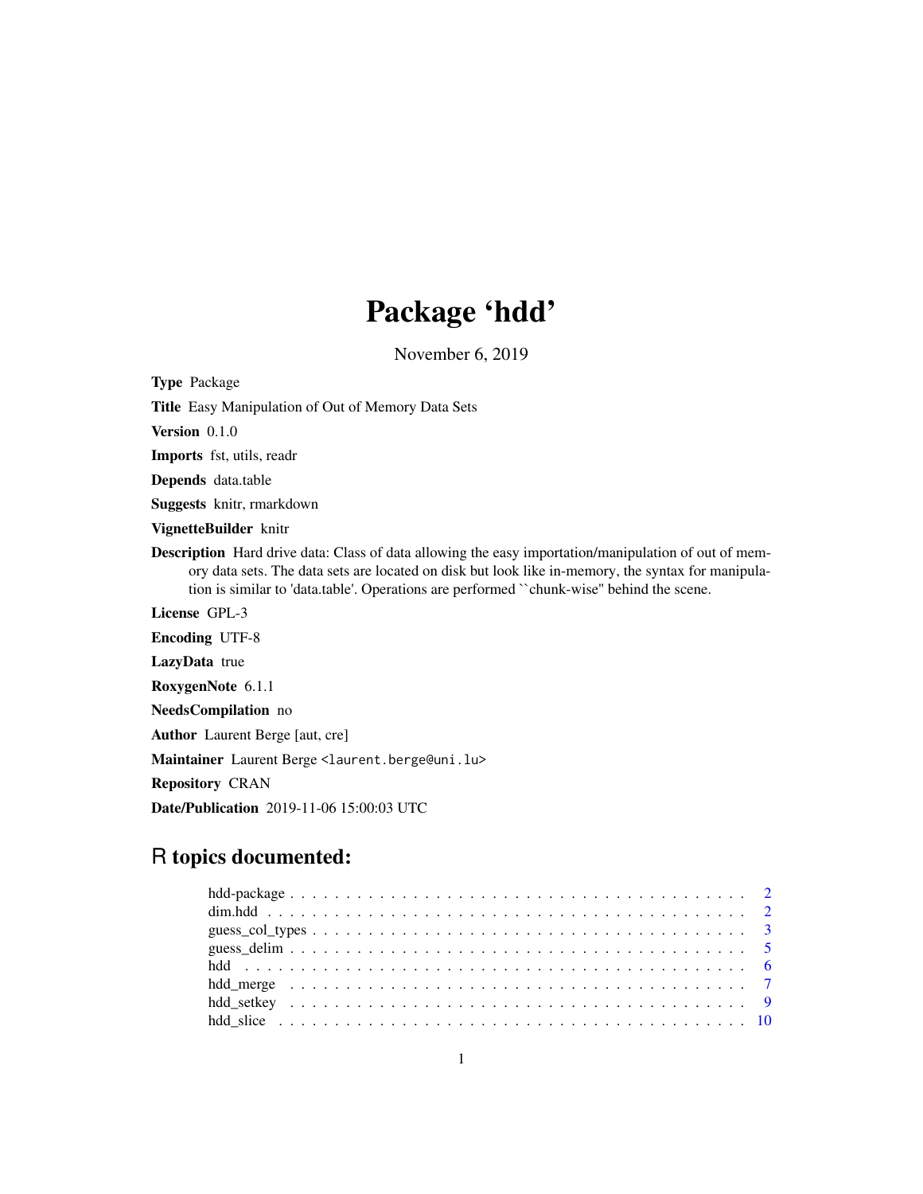# Package 'hdd'

November 6, 2019

**Type** Package

**Title** Easy Manipulation of Out of Memory Data Sets

**Version** 0.1.0

**Imports** fst, utils, readr

**Depends** data.table

**Suggests** knitr, rmarkdown

**VignetteBuilder** knitr

**Description** Hard drive data: Class of data allowing the easy importation/manipulation of out of memory data sets. The data sets are located on disk but look like in-memory, the syntax for manipulation is similar to 'data.table'. Operations are performed ``chunk-wise'' behind the scene.

**License** GPL-3

**Encoding** UTF-8

**LazyData** true

**RoxygenNote** 6.1.1

**NeedsCompilation** no

**Author** Laurent Berge [aut, cre]

**Maintainer** Laurent Berge <laurent.berge@uni.lu>

**Repository** CRAN

**Date/Publication** 2019-11-06 15:00:03 UTC

## R topics documented:

| | |
|---|---|
| hdd-package | 2 |
| dim.hdd | 2 |
| guess_col_types | 3 |
| guess_delim | 5 |
| hdd | 6 |
| hdd_merge | 7 |
| hdd_setkey | 9 |
| hdd_slice | 10 |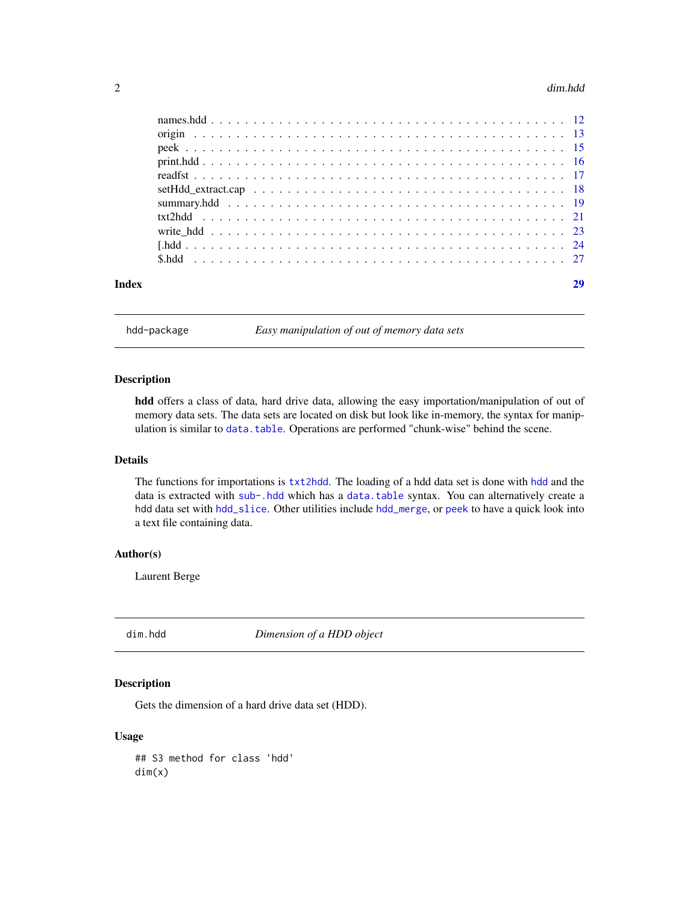names.hdd . . . . . . . . . . . . . . . . . . . . . . . . . . . . . . . . . . . . . . . . 12
origin . . . . . . . . . . . . . . . . . . . . . . . . . . . . . . . . . . . . . . . . . . 13
peek . . . . . . . . . . . . . . . . . . . . . . . . . . . . . . . . . . . . . . . . . . . 15
print.hdd . . . . . . . . . . . . . . . . . . . . . . . . . . . . . . . . . . . . . . . . 16
readfst . . . . . . . . . . . . . . . . . . . . . . . . . . . . . . . . . . . . . . . . . . 17
setHdd_extract.cap . . . . . . . . . . . . . . . . . . . . . . . . . . . . . . . . . . . 18
summary.hdd . . . . . . . . . . . . . . . . . . . . . . . . . . . . . . . . . . . . . . 19
txt2hdd . . . . . . . . . . . . . . . . . . . . . . . . . . . . . . . . . . . . . . . . . 21
write_hdd . . . . . . . . . . . . . . . . . . . . . . . . . . . . . . . . . . . . . . . . 23
[.hdd . . . . . . . . . . . . . . . . . . . . . . . . . . . . . . . . . . . . . . . . . . . 24
$.hdd . . . . . . . . . . . . . . . . . . . . . . . . . . . . . . . . . . . . . . . . . . . 27

**Index** **29**

---

## hdd-package — *Easy manipulation of out of memory data sets*

### Description

**hdd** offers a class of data, hard drive data, allowing the easy importation/manipulation of out of memory data sets. The data sets are located on disk but look like in-memory, the syntax for manipulation is similar to `data.table`. Operations are performed "chunk-wise" behind the scene.

### Details

The functions for importations is `txt2hdd`. The loading of a hdd data set is done with `hdd` and the data is extracted with `sub-.hdd` which has a `data.table` syntax. You can alternatively create a `hdd` data set with `hdd_slice`. Other utilities include `hdd_merge`, or `peek` to have a quick look into a text file containing data.

### Author(s)

Laurent Berge

---

## dim.hdd — *Dimension of a HDD object*

### Description

Gets the dimension of a hard drive data set (HDD).

### Usage

```
## S3 method for class 'hdd'
dim(x)
```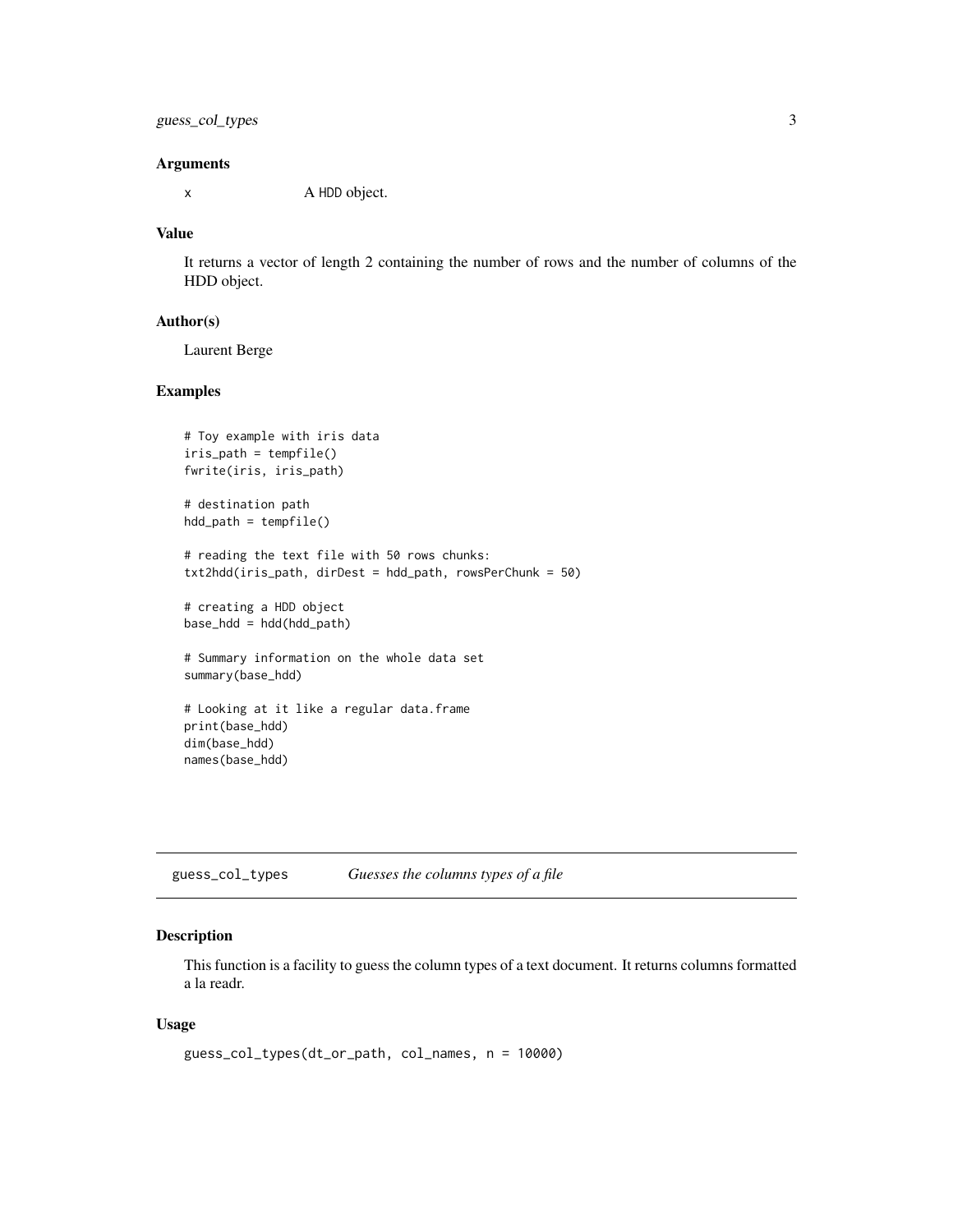### Arguments

x    A HDD object.

### Value

It returns a vector of length 2 containing the number of rows and the number of columns of the HDD object.

### Author(s)

Laurent Berge

### Examples

```
# Toy example with iris data
iris_path = tempfile()
fwrite(iris, iris_path)

# destination path
hdd_path = tempfile()

# reading the text file with 50 rows chunks:
txt2hdd(iris_path, dirDest = hdd_path, rowsPerChunk = 50)

# creating a HDD object
base_hdd = hdd(hdd_path)

# Summary information on the whole data set
summary(base_hdd)

# Looking at it like a regular data.frame
print(base_hdd)
dim(base_hdd)
names(base_hdd)
```

---

## guess_col_types    *Guesses the columns types of a file*

### Description

This function is a facility to guess the column types of a text document. It returns columns formatted a la readr.

### Usage

```
guess_col_types(dt_or_path, col_names, n = 10000)
```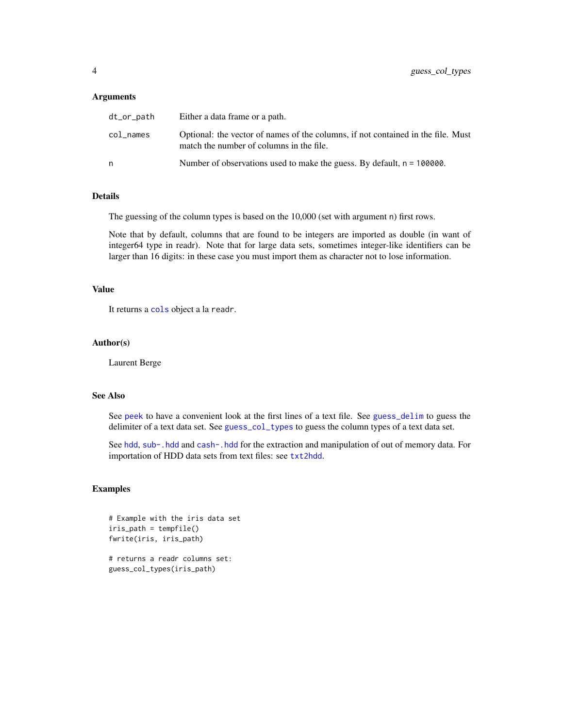### Arguments

| | |
|---|---|
| `dt_or_path` | Either a data frame or a path. |
| `col_names` | Optional: the vector of names of the columns, if not contained in the file. Must match the number of columns in the file. |
| `n` | Number of observations used to make the guess. By default, `n = 100000`. |

### Details

The guessing of the column types is based on the 10,000 (set with argument `n`) first rows.

Note that by default, columns that are found to be integers are imported as double (in want of integer64 type in readr). Note that for large data sets, sometimes integer-like identifiers can be larger than 16 digits: in these case you must import them as character not to lose information.

### Value

It returns a `cols` object a la `readr`.

### Author(s)

Laurent Berge

### See Also

See `peek` to have a convenient look at the first lines of a text file. See `guess_delim` to guess the delimiter of a text data set. See `guess_col_types` to guess the column types of a text data set.

See `hdd`, `sub-.hdd` and `cash-.hdd` for the extraction and manipulation of out of memory data. For importation of HDD data sets from text files: see `txt2hdd`.

### Examples

```
# Example with the iris data set
iris_path = tempfile()
fwrite(iris, iris_path)

# returns a readr columns set:
guess_col_types(iris_path)
```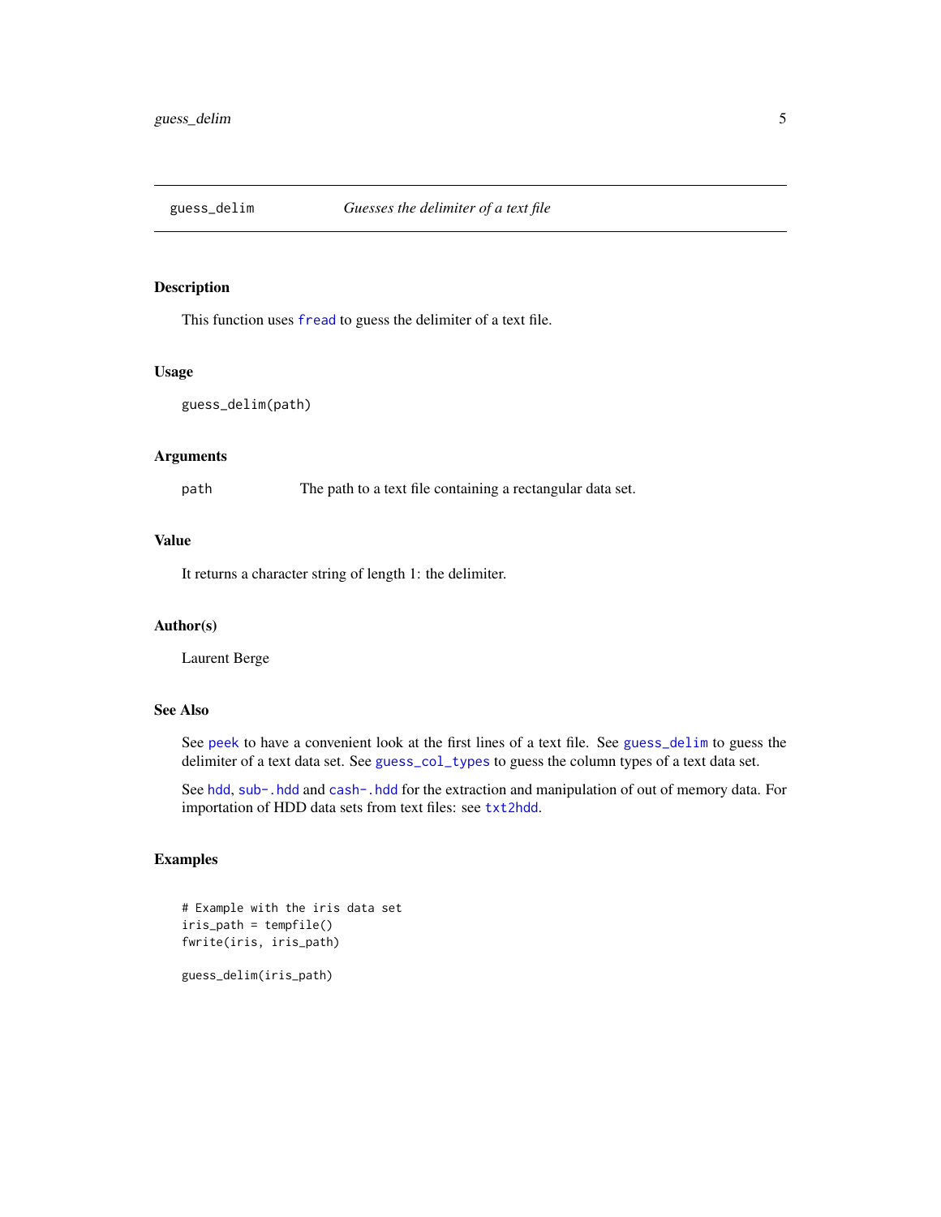## guess_delim — *Guesses the delimiter of a text file*

### Description

This function uses fread to guess the delimiter of a text file.

### Usage

```
guess_delim(path)
```

### Arguments

| | |
|---|---|
| path | The path to a text file containing a rectangular data set. |

### Value

It returns a character string of length 1: the delimiter.

### Author(s)

Laurent Berge

### See Also

See peek to have a convenient look at the first lines of a text file. See guess_delim to guess the delimiter of a text data set. See guess_col_types to guess the column types of a text data set.

See hdd, sub-.hdd and cash-.hdd for the extraction and manipulation of out of memory data. For importation of HDD data sets from text files: see txt2hdd.

### Examples

```
# Example with the iris data set
iris_path = tempfile()
fwrite(iris, iris_path)

guess_delim(iris_path)
```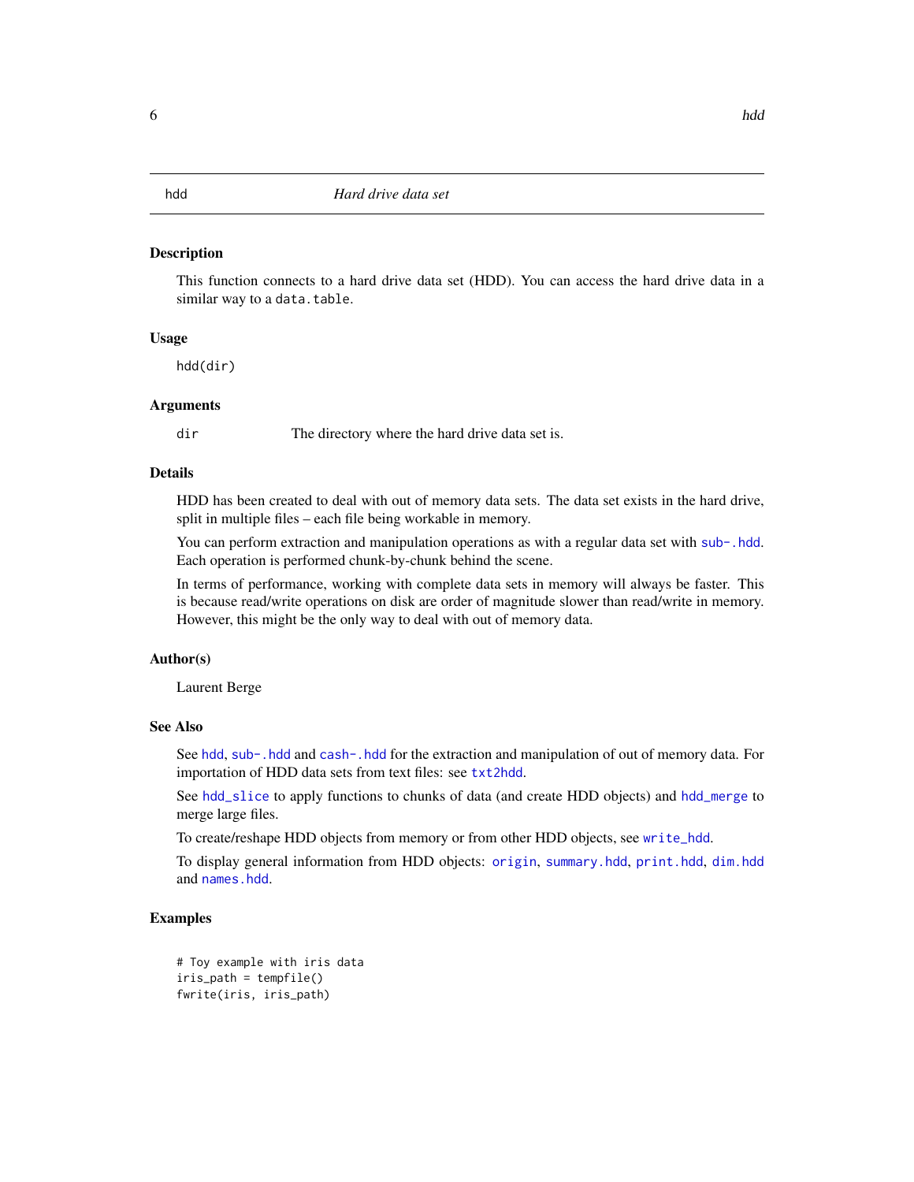## hdd — *Hard drive data set*

### Description

This function connects to a hard drive data set (HDD). You can access the hard drive data in a similar way to a `data.table`.

### Usage

```
hdd(dir)
```

### Arguments

| | |
|---|---|
| `dir` | The directory where the hard drive data set is. |

### Details

HDD has been created to deal with out of memory data sets. The data set exists in the hard drive, split in multiple files – each file being workable in memory.

You can perform extraction and manipulation operations as with a regular data set with `sub-.hdd`. Each operation is performed chunk-by-chunk behind the scene.

In terms of performance, working with complete data sets in memory will always be faster. This is because read/write operations on disk are order of magnitude slower than read/write in memory. However, this might be the only way to deal with out of memory data.

### Author(s)

Laurent Berge

### See Also

See `hdd`, `sub-.hdd` and `cash-.hdd` for the extraction and manipulation of out of memory data. For importation of HDD data sets from text files: see `txt2hdd`.

See `hdd_slice` to apply functions to chunks of data (and create HDD objects) and `hdd_merge` to merge large files.

To create/reshape HDD objects from memory or from other HDD objects, see `write_hdd`.

To display general information from HDD objects: `origin`, `summary.hdd`, `print.hdd`, `dim.hdd` and `names.hdd`.

### Examples

```
# Toy example with iris data
iris_path = tempfile()
fwrite(iris, iris_path)
```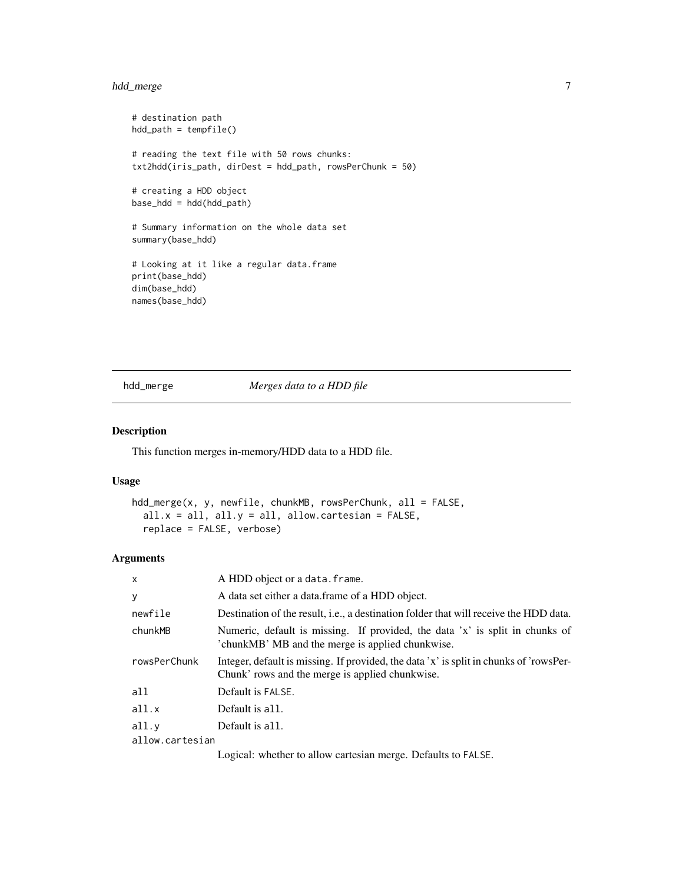```
# destination path
hdd_path = tempfile()

# reading the text file with 50 rows chunks:
txt2hdd(iris_path, dirDest = hdd_path, rowsPerChunk = 50)

# creating a HDD object
base_hdd = hdd(hdd_path)

# Summary information on the whole data set
summary(base_hdd)

# Looking at it like a regular data.frame
print(base_hdd)
dim(base_hdd)
names(base_hdd)
```

## hdd_merge *Merges data to a HDD file*

### Description

This function merges in-memory/HDD data to a HDD file.

### Usage

```
hdd_merge(x, y, newfile, chunkMB, rowsPerChunk, all = FALSE,
  all.x = all, all.y = all, allow.cartesian = FALSE,
  replace = FALSE, verbose)
```

### Arguments

| | |
|---|---|
| `x` | A HDD object or a `data.frame`. |
| `y` | A data set either a data.frame of a HDD object. |
| `newfile` | Destination of the result, i.e., a destination folder that will receive the HDD data. |
| `chunkMB` | Numeric, default is missing. If provided, the data 'x' is split in chunks of 'chunkMB' MB and the merge is applied chunkwise. |
| `rowsPerChunk` | Integer, default is missing. If provided, the data 'x' is split in chunks of 'rowsPerChunk' rows and the merge is applied chunkwise. |
| `all` | Default is `FALSE`. |
| `all.x` | Default is `all`. |
| `all.y` | Default is `all`. |
| `allow.cartesian` | Logical: whether to allow cartesian merge. Defaults to `FALSE`. |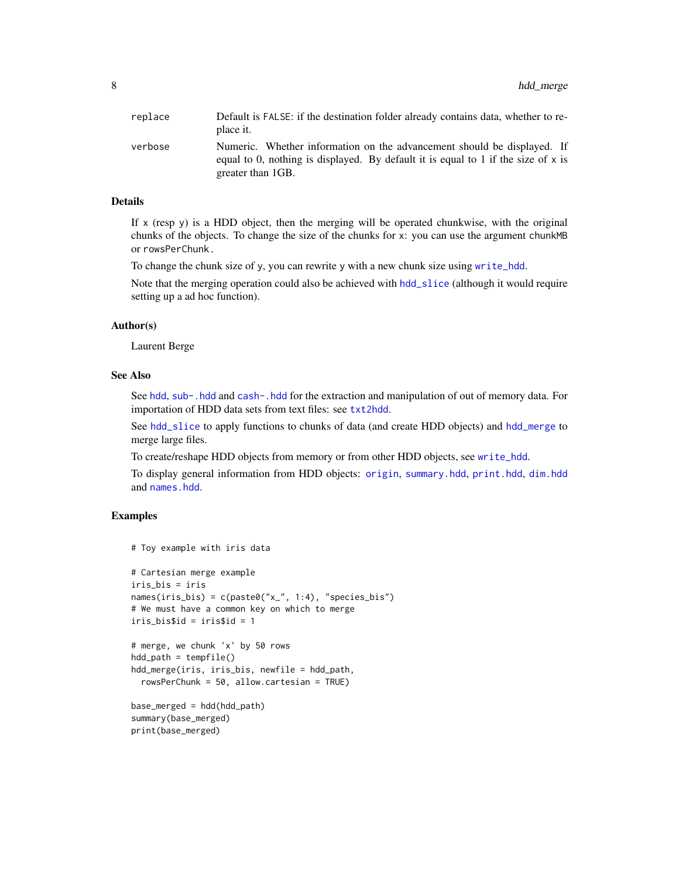| | |
|---|---|
| replace | Default is FALSE: if the destination folder already contains data, whether to replace it. |
| verbose | Numeric. Whether information on the advancement should be displayed. If equal to 0, nothing is displayed. By default it is equal to 1 if the size of x is greater than 1GB. |

### Details

If x (resp y) is a HDD object, then the merging will be operated chunkwise, with the original chunks of the objects. To change the size of the chunks for x: you can use the argument chunkMB or rowsPerChunk.

To change the chunk size of y, you can rewrite y with a new chunk size using write_hdd.

Note that the merging operation could also be achieved with hdd_slice (although it would require setting up a ad hoc function).

### Author(s)

Laurent Berge

### See Also

See hdd, sub-.hdd and cash-.hdd for the extraction and manipulation of out of memory data. For importation of HDD data sets from text files: see txt2hdd.

See hdd_slice to apply functions to chunks of data (and create HDD objects) and hdd_merge to merge large files.

To create/reshape HDD objects from memory or from other HDD objects, see write_hdd.

To display general information from HDD objects: origin, summary.hdd, print.hdd, dim.hdd and names.hdd.

### Examples

```
# Toy example with iris data

# Cartesian merge example
iris_bis = iris
names(iris_bis) = c(paste0("x_", 1:4), "species_bis")
# We must have a common key on which to merge
iris_bis$id = iris$id = 1

# merge, we chunk 'x' by 50 rows
hdd_path = tempfile()
hdd_merge(iris, iris_bis, newfile = hdd_path,
  rowsPerChunk = 50, allow.cartesian = TRUE)

base_merged = hdd(hdd_path)
summary(base_merged)
print(base_merged)
```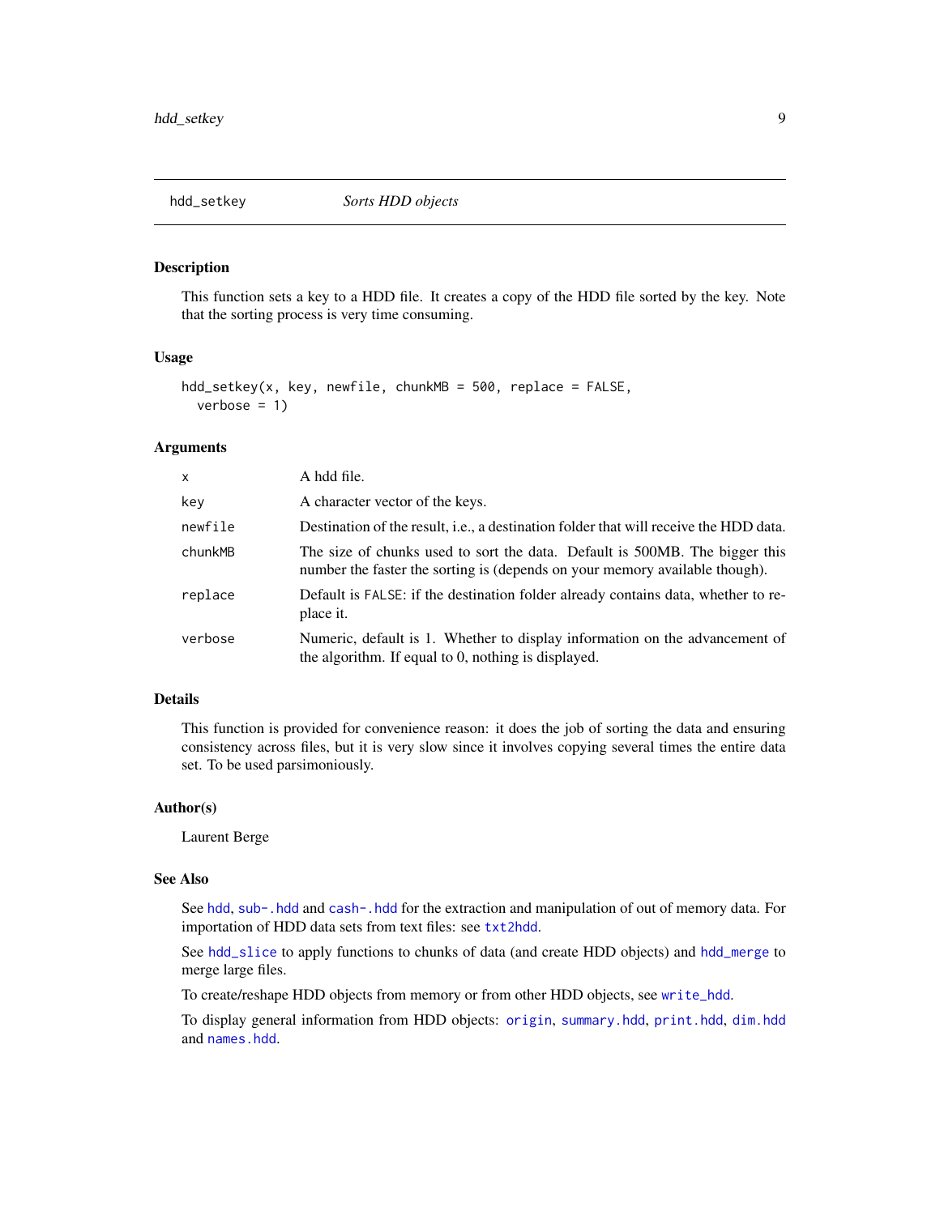## hdd_setkey — *Sorts HDD objects*

### Description

This function sets a key to a HDD file. It creates a copy of the HDD file sorted by the key. Note that the sorting process is very time consuming.

### Usage

```
hdd_setkey(x, key, newfile, chunkMB = 500, replace = FALSE,
  verbose = 1)
```

### Arguments

| | |
|---|---|
| `x` | A hdd file. |
| `key` | A character vector of the keys. |
| `newfile` | Destination of the result, i.e., a destination folder that will receive the HDD data. |
| `chunkMB` | The size of chunks used to sort the data. Default is 500MB. The bigger this number the faster the sorting is (depends on your memory available though). |
| `replace` | Default is `FALSE`: if the destination folder already contains data, whether to replace it. |
| `verbose` | Numeric, default is 1. Whether to display information on the advancement of the algorithm. If equal to 0, nothing is displayed. |

### Details

This function is provided for convenience reason: it does the job of sorting the data and ensuring consistency across files, but it is very slow since it involves copying several times the entire data set. To be used parsimoniously.

### Author(s)

Laurent Berge

### See Also

See `hdd`, `sub-.hdd` and `cash-.hdd` for the extraction and manipulation of out of memory data. For importation of HDD data sets from text files: see `txt2hdd`.

See `hdd_slice` to apply functions to chunks of data (and create HDD objects) and `hdd_merge` to merge large files.

To create/reshape HDD objects from memory or from other HDD objects, see `write_hdd`.

To display general information from HDD objects: `origin`, `summary.hdd`, `print.hdd`, `dim.hdd` and `names.hdd`.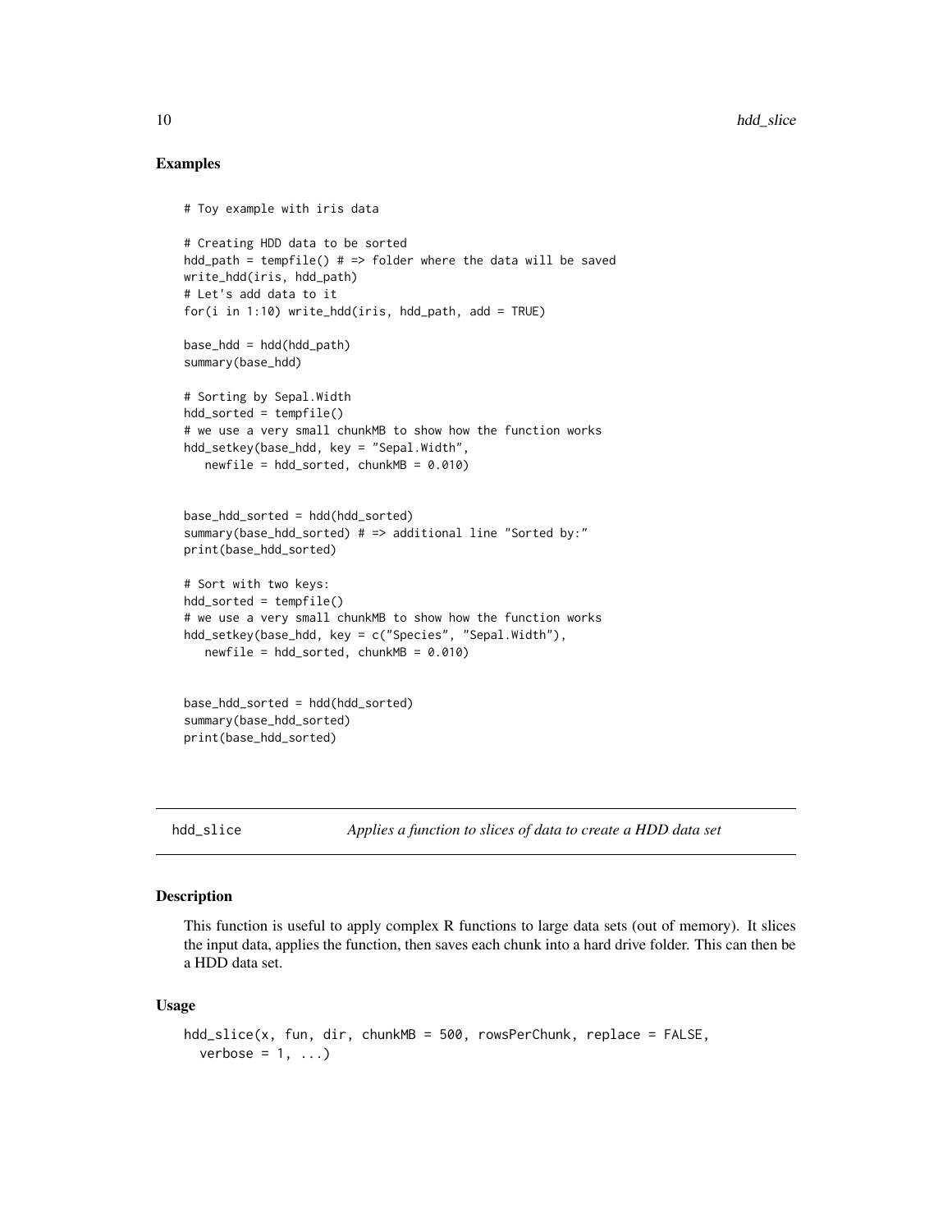## Examples

```
# Toy example with iris data

# Creating HDD data to be sorted
hdd_path = tempfile() # => folder where the data will be saved
write_hdd(iris, hdd_path)
# Let's add data to it
for(i in 1:10) write_hdd(iris, hdd_path, add = TRUE)

base_hdd = hdd(hdd_path)
summary(base_hdd)

# Sorting by Sepal.Width
hdd_sorted = tempfile()
# we use a very small chunkMB to show how the function works
hdd_setkey(base_hdd, key = "Sepal.Width",
   newfile = hdd_sorted, chunkMB = 0.010)


base_hdd_sorted = hdd(hdd_sorted)
summary(base_hdd_sorted) # => additional line "Sorted by:"
print(base_hdd_sorted)

# Sort with two keys:
hdd_sorted = tempfile()
# we use a very small chunkMB to show how the function works
hdd_setkey(base_hdd, key = c("Species", "Sepal.Width"),
   newfile = hdd_sorted, chunkMB = 0.010)


base_hdd_sorted = hdd(hdd_sorted)
summary(base_hdd_sorted)
print(base_hdd_sorted)
```

# hdd_slice *Applies a function to slices of data to create a HDD data set*

## Description

This function is useful to apply complex R functions to large data sets (out of memory). It slices the input data, applies the function, then saves each chunk into a hard drive folder. This can then be a HDD data set.

## Usage

```
hdd_slice(x, fun, dir, chunkMB = 500, rowsPerChunk, replace = FALSE,
  verbose = 1, ...)
```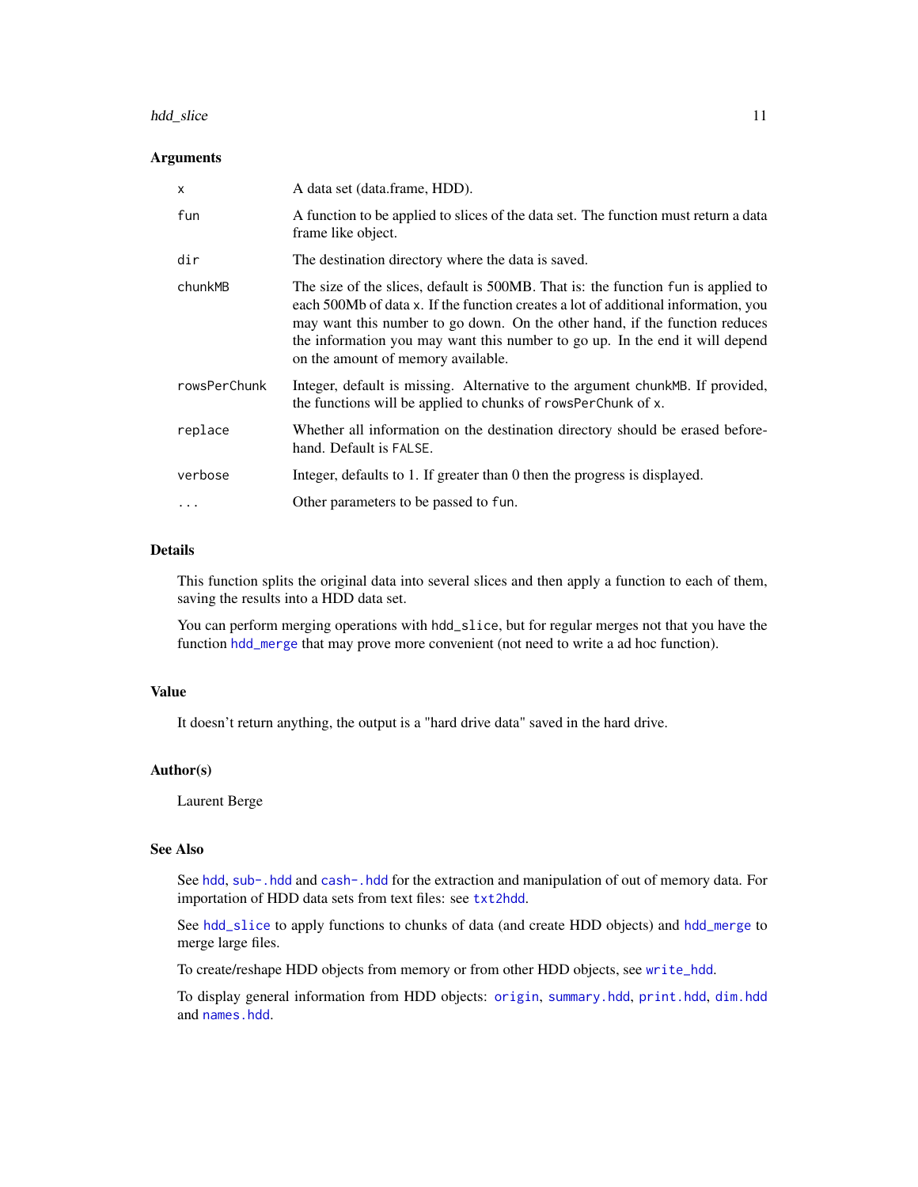### Arguments

| | |
|---|---|
| `x` | A data set (data.frame, HDD). |
| `fun` | A function to be applied to slices of the data set. The function must return a data frame like object. |
| `dir` | The destination directory where the data is saved. |
| `chunkMB` | The size of the slices, default is 500MB. That is: the function `fun` is applied to each 500Mb of data `x`. If the function creates a lot of additional information, you may want this number to go down. On the other hand, if the function reduces the information you may want this number to go up. In the end it will depend on the amount of memory available. |
| `rowsPerChunk` | Integer, default is missing. Alternative to the argument `chunkMB`. If provided, the functions will be applied to chunks of `rowsPerChunk` of `x`. |
| `replace` | Whether all information on the destination directory should be erased beforehand. Default is `FALSE`. |
| `verbose` | Integer, defaults to 1. If greater than 0 then the progress is displayed. |
| `...` | Other parameters to be passed to `fun`. |

### Details

This function splits the original data into several slices and then apply a function to each of them, saving the results into a HDD data set.

You can perform merging operations with `hdd_slice`, but for regular merges not that you have the function `hdd_merge` that may prove more convenient (not need to write a ad hoc function).

### Value

It doesn't return anything, the output is a "hard drive data" saved in the hard drive.

### Author(s)

Laurent Berge

### See Also

See `hdd`, `sub-.hdd` and `cash-.hdd` for the extraction and manipulation of out of memory data. For importation of HDD data sets from text files: see `txt2hdd`.

See `hdd_slice` to apply functions to chunks of data (and create HDD objects) and `hdd_merge` to merge large files.

To create/reshape HDD objects from memory or from other HDD objects, see `write_hdd`.

To display general information from HDD objects: `origin`, `summary.hdd`, `print.hdd`, `dim.hdd` and `names.hdd`.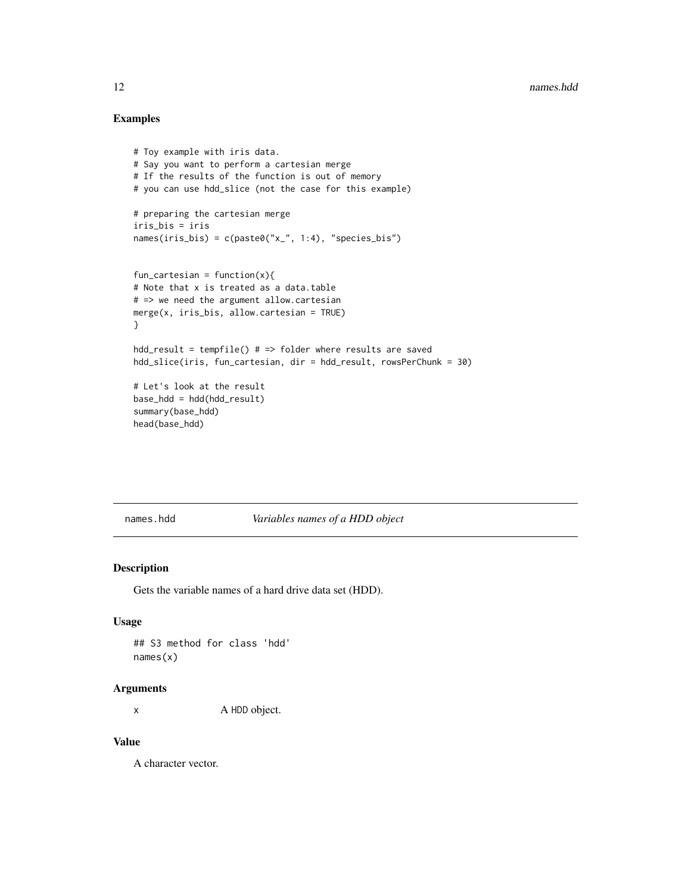## Examples

```
# Toy example with iris data.
# Say you want to perform a cartesian merge
# If the results of the function is out of memory
# you can use hdd_slice (not the case for this example)

# preparing the cartesian merge
iris_bis = iris
names(iris_bis) = c(paste0("x_", 1:4), "species_bis")


fun_cartesian = function(x){
# Note that x is treated as a data.table
# => we need the argument allow.cartesian
merge(x, iris_bis, allow.cartesian = TRUE)
}

hdd_result = tempfile() # => folder where results are saved
hdd_slice(iris, fun_cartesian, dir = hdd_result, rowsPerChunk = 30)

# Let's look at the result
base_hdd = hdd(hdd_result)
summary(base_hdd)
head(base_hdd)
```

---

# names.hdd — *Variables names of a HDD object*

## Description

Gets the variable names of a hard drive data set (HDD).

## Usage

```
## S3 method for class 'hdd'
names(x)
```

## Arguments

| | |
|---|---|
| x | A HDD object. |

## Value

A character vector.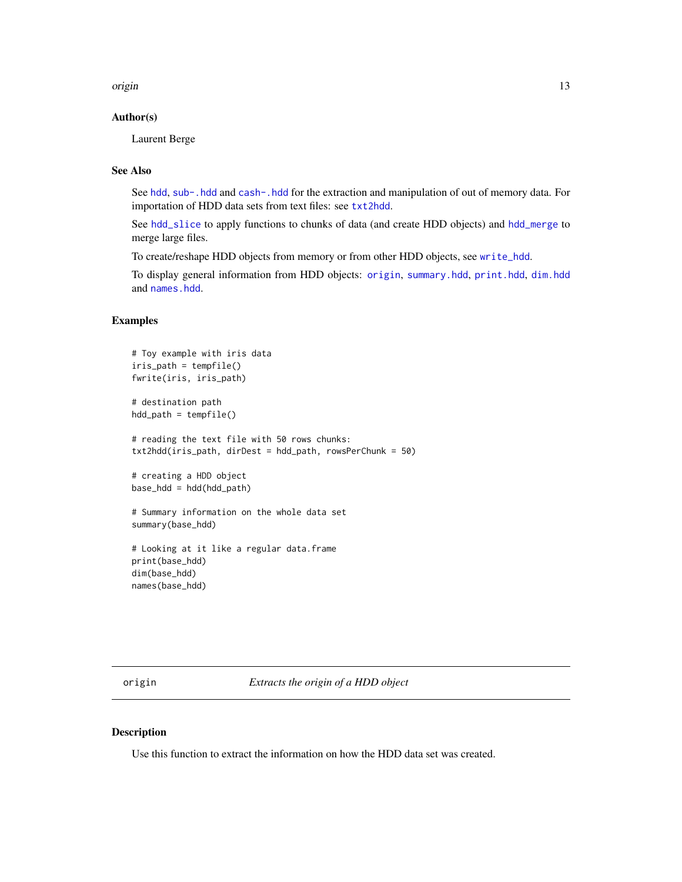### Author(s)

Laurent Berge

### See Also

See `hdd`, `sub-.hdd` and `cash-.hdd` for the extraction and manipulation of out of memory data. For importation of HDD data sets from text files: see `txt2hdd`.

See `hdd_slice` to apply functions to chunks of data (and create HDD objects) and `hdd_merge` to merge large files.

To create/reshape HDD objects from memory or from other HDD objects, see `write_hdd`.

To display general information from HDD objects: `origin`, `summary.hdd`, `print.hdd`, `dim.hdd` and `names.hdd`.

### Examples

```
# Toy example with iris data
iris_path = tempfile()
fwrite(iris, iris_path)

# destination path
hdd_path = tempfile()

# reading the text file with 50 rows chunks:
txt2hdd(iris_path, dirDest = hdd_path, rowsPerChunk = 50)

# creating a HDD object
base_hdd = hdd(hdd_path)

# Summary information on the whole data set
summary(base_hdd)

# Looking at it like a regular data.frame
print(base_hdd)
dim(base_hdd)
names(base_hdd)
```

---

## origin — *Extracts the origin of a HDD object*

### Description

Use this function to extract the information on how the HDD data set was created.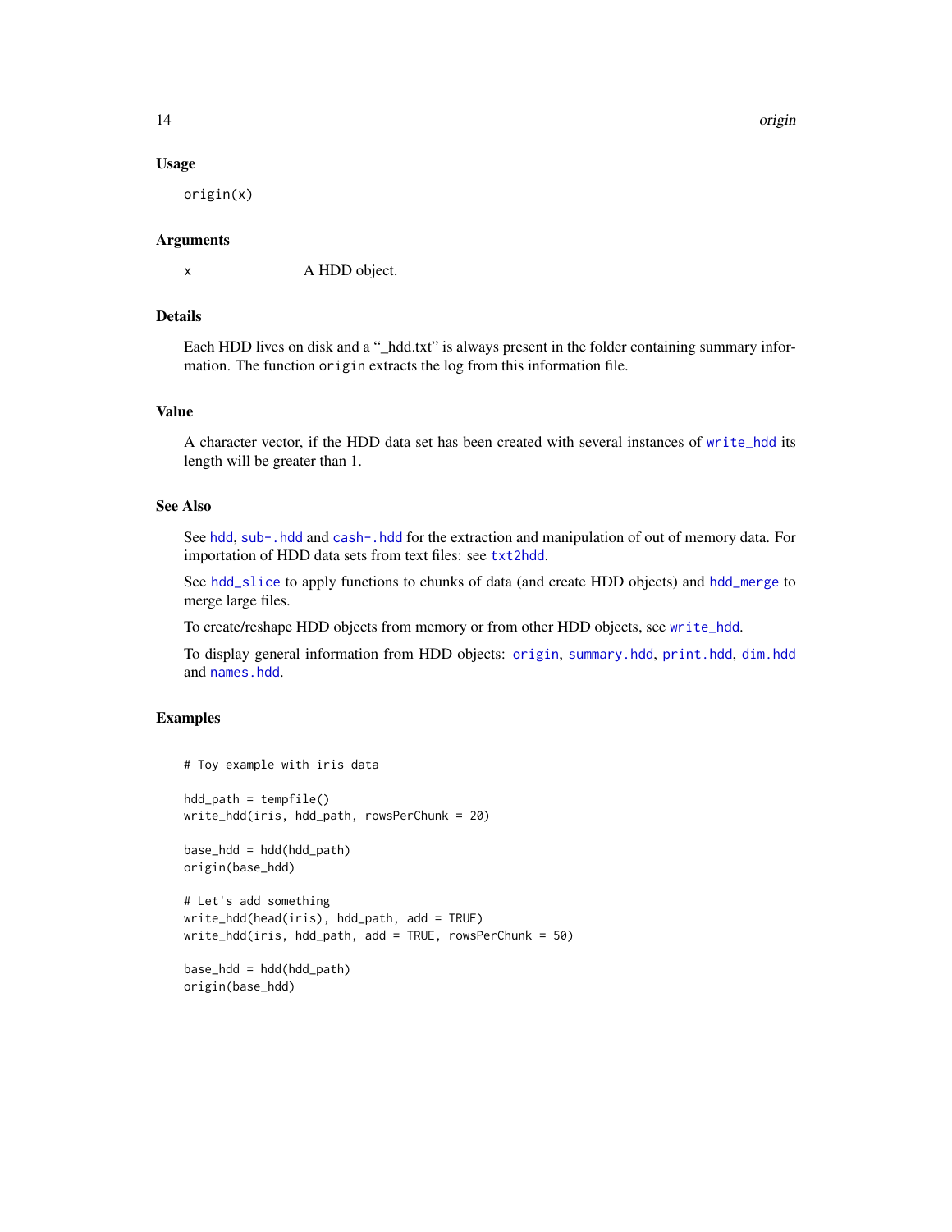### Usage

```
origin(x)
```

### Arguments

| | |
|---|---|
| x | A HDD object. |

### Details

Each HDD lives on disk and a "_hdd.txt" is always present in the folder containing summary information. The function `origin` extracts the log from this information file.

### Value

A character vector, if the HDD data set has been created with several instances of `write_hdd` its length will be greater than 1.

### See Also

See `hdd`, `sub-.hdd` and `cash-.hdd` for the extraction and manipulation of out of memory data. For importation of HDD data sets from text files: see `txt2hdd`.

See `hdd_slice` to apply functions to chunks of data (and create HDD objects) and `hdd_merge` to merge large files.

To create/reshape HDD objects from memory or from other HDD objects, see `write_hdd`.

To display general information from HDD objects: `origin`, `summary.hdd`, `print.hdd`, `dim.hdd` and `names.hdd`.

### Examples

```
# Toy example with iris data

hdd_path = tempfile()
write_hdd(iris, hdd_path, rowsPerChunk = 20)

base_hdd = hdd(hdd_path)
origin(base_hdd)

# Let's add something
write_hdd(head(iris), hdd_path, add = TRUE)
write_hdd(iris, hdd_path, add = TRUE, rowsPerChunk = 50)

base_hdd = hdd(hdd_path)
origin(base_hdd)
```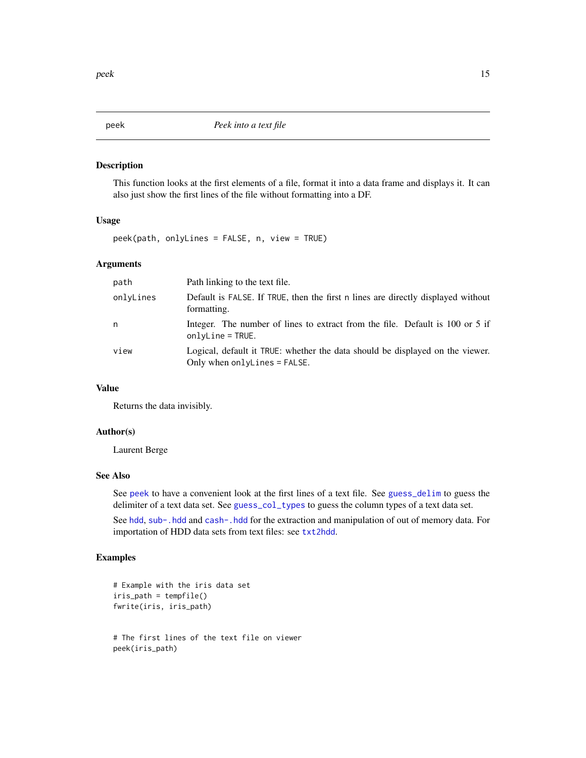## peek — *Peek into a text file*

### Description

This function looks at the first elements of a file, format it into a data frame and displays it. It can also just show the first lines of the file without formatting into a DF.

### Usage

```
peek(path, onlyLines = FALSE, n, view = TRUE)
```

### Arguments

| | |
|---|---|
| `path` | Path linking to the text file. |
| `onlyLines` | Default is `FALSE`. If `TRUE`, then the first `n` lines are directly displayed without formatting. |
| `n` | Integer. The number of lines to extract from the file. Default is 100 or 5 if `onlyLine = TRUE`. |
| `view` | Logical, default it `TRUE`: whether the data should be displayed on the viewer. Only when `onlyLines = FALSE`. |

### Value

Returns the data invisibly.

### Author(s)

Laurent Berge

### See Also

See `peek` to have a convenient look at the first lines of a text file. See `guess_delim` to guess the delimiter of a text data set. See `guess_col_types` to guess the column types of a text data set.

See `hdd`, `sub-.hdd` and `cash-.hdd` for the extraction and manipulation of out of memory data. For importation of HDD data sets from text files: see `txt2hdd`.

### Examples

```
# Example with the iris data set
iris_path = tempfile()
fwrite(iris, iris_path)


# The first lines of the text file on viewer
peek(iris_path)
```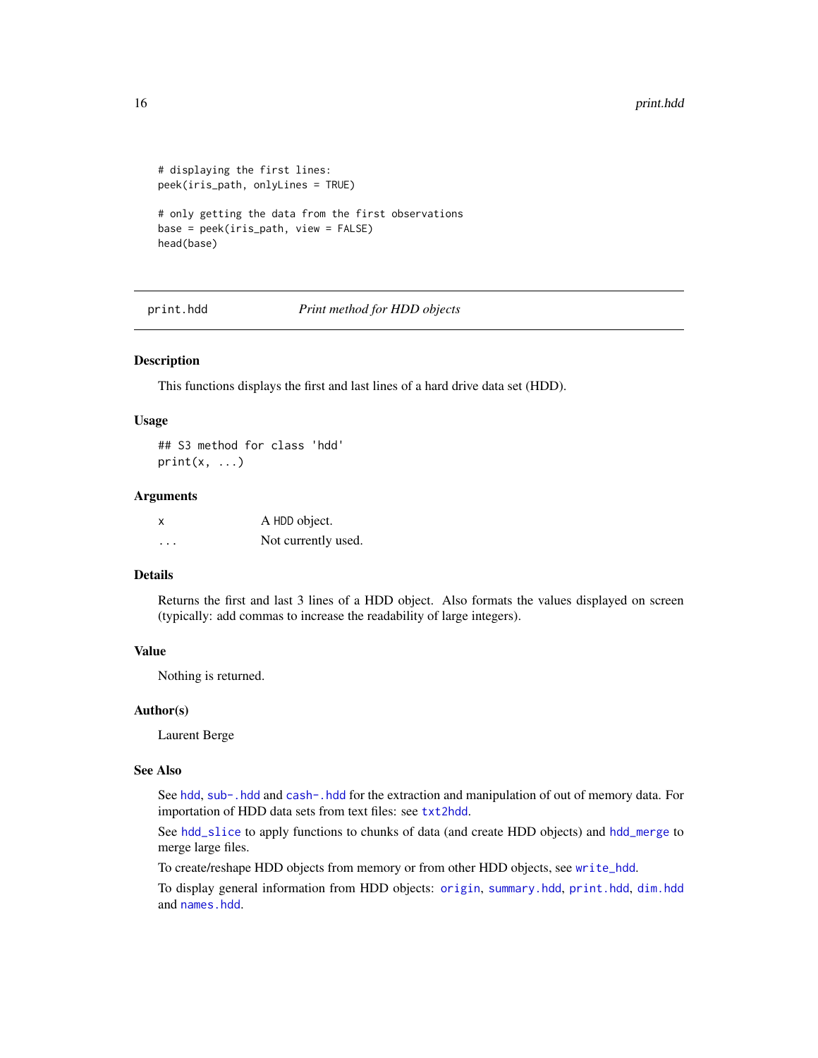```
# displaying the first lines:
peek(iris_path, onlyLines = TRUE)

# only getting the data from the first observations
base = peek(iris_path, view = FALSE)
head(base)
```

## print.hdd    *Print method for HDD objects*

### Description

This functions displays the first and last lines of a hard drive data set (HDD).

### Usage

```
## S3 method for class 'hdd'
print(x, ...)
```

### Arguments

| | |
|---|---|
| x | A HDD object. |
| ... | Not currently used. |

### Details

Returns the first and last 3 lines of a HDD object. Also formats the values displayed on screen (typically: add commas to increase the readability of large integers).

### Value

Nothing is returned.

### Author(s)

Laurent Berge

### See Also

See hdd, sub-.hdd and cash-.hdd for the extraction and manipulation of out of memory data. For importation of HDD data sets from text files: see txt2hdd.

See hdd_slice to apply functions to chunks of data (and create HDD objects) and hdd_merge to merge large files.

To create/reshape HDD objects from memory or from other HDD objects, see write_hdd.

To display general information from HDD objects: origin, summary.hdd, print.hdd, dim.hdd and names.hdd.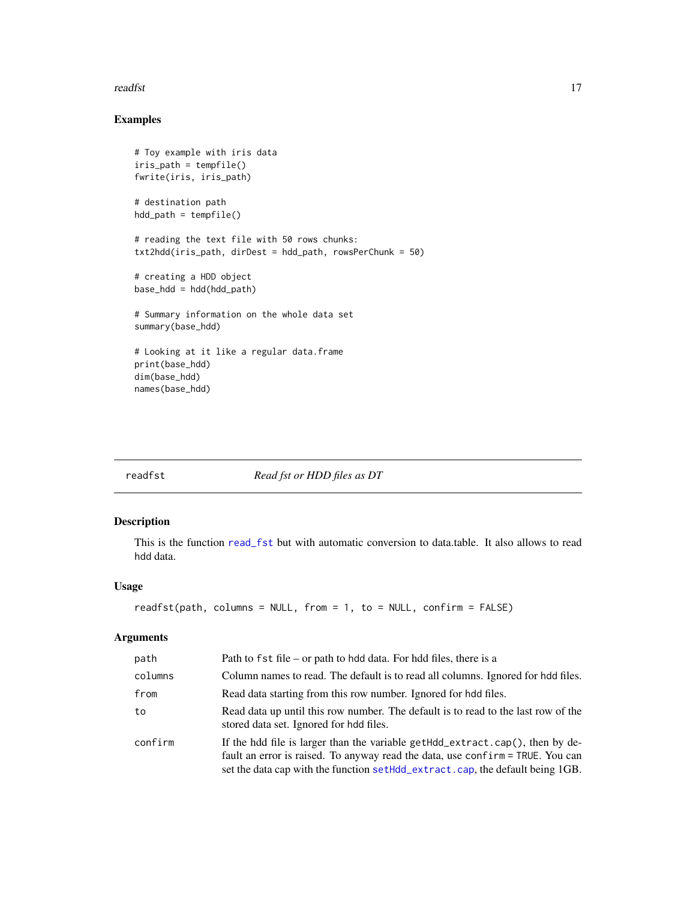## Examples

```
# Toy example with iris data
iris_path = tempfile()
fwrite(iris, iris_path)

# destination path
hdd_path = tempfile()

# reading the text file with 50 rows chunks:
txt2hdd(iris_path, dirDest = hdd_path, rowsPerChunk = 50)

# creating a HDD object
base_hdd = hdd(hdd_path)

# Summary information on the whole data set
summary(base_hdd)

# Looking at it like a regular data.frame
print(base_hdd)
dim(base_hdd)
names(base_hdd)
```

---

# readfst — *Read fst or HDD files as DT*

---

## Description

This is the function `read_fst` but with automatic conversion to data.table. It also allows to read hdd data.

## Usage

```
readfst(path, columns = NULL, from = 1, to = NULL, confirm = FALSE)
```

## Arguments

| | |
|---|---|
| `path` | Path to `fst` file – or path to hdd data. For hdd files, there is a |
| `columns` | Column names to read. The default is to read all columns. Ignored for hdd files. |
| `from` | Read data starting from this row number. Ignored for hdd files. |
| `to` | Read data up until this row number. The default is to read to the last row of the stored data set. Ignored for hdd files. |
| `confirm` | If the hdd file is larger than the variable `getHdd_extract.cap()`, then by default an error is raised. To anyway read the data, use `confirm = TRUE`. You can set the data cap with the function `setHdd_extract.cap`, the default being 1GB. |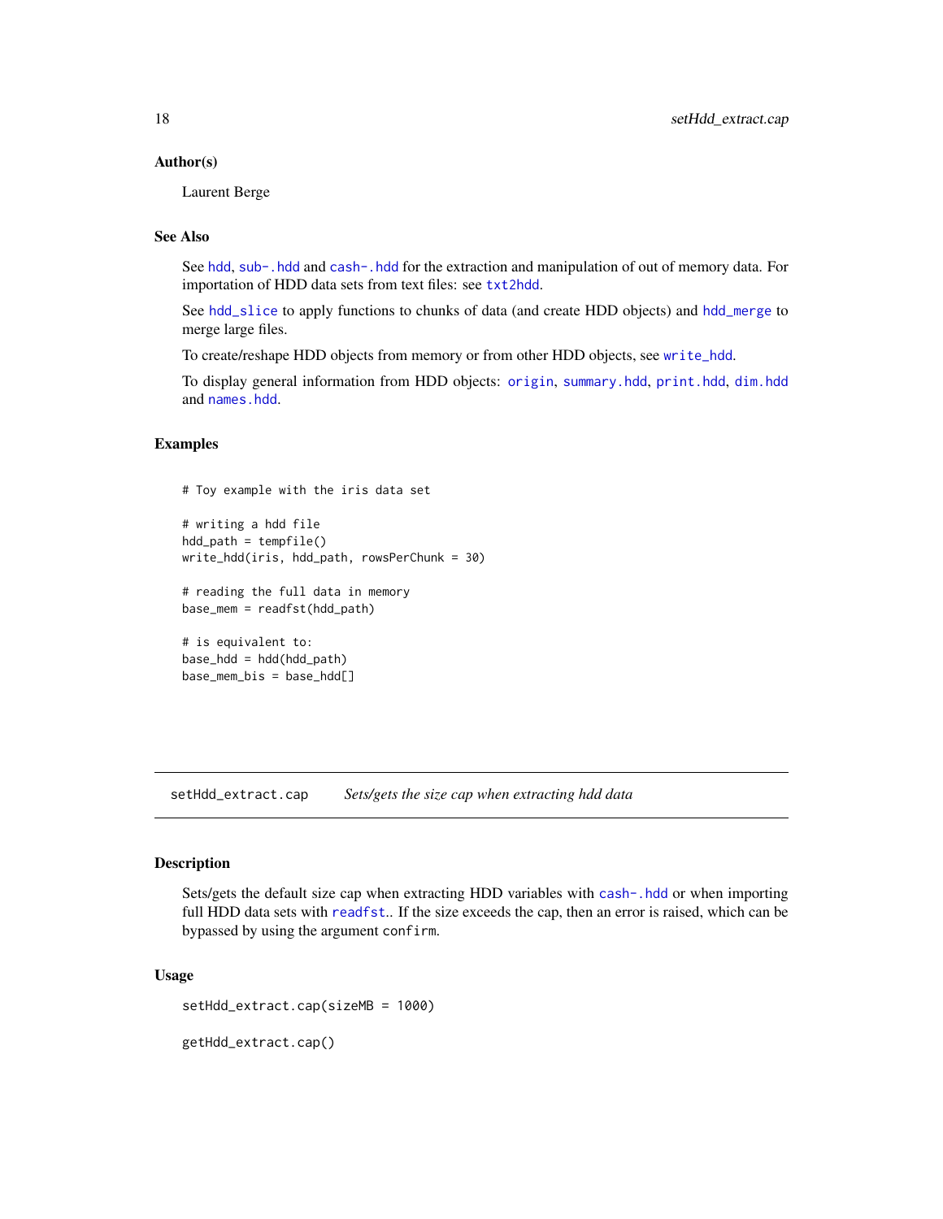### Author(s)

Laurent Berge

### See Also

See `hdd`, `sub-.hdd` and `cash-.hdd` for the extraction and manipulation of out of memory data. For importation of HDD data sets from text files: see `txt2hdd`.

See `hdd_slice` to apply functions to chunks of data (and create HDD objects) and `hdd_merge` to merge large files.

To create/reshape HDD objects from memory or from other HDD objects, see `write_hdd`.

To display general information from HDD objects: `origin`, `summary.hdd`, `print.hdd`, `dim.hdd` and `names.hdd`.

### Examples

```
# Toy example with the iris data set

# writing a hdd file
hdd_path = tempfile()
write_hdd(iris, hdd_path, rowsPerChunk = 30)

# reading the full data in memory
base_mem = readfst(hdd_path)

# is equivalent to:
base_hdd = hdd(hdd_path)
base_mem_bis = base_hdd[]
```

---

## setHdd_extract.cap — *Sets/gets the size cap when extracting hdd data*

---

### Description

Sets/gets the default size cap when extracting HDD variables with `cash-.hdd` or when importing full HDD data sets with `readfst`.. If the size exceeds the cap, then an error is raised, which can be bypassed by using the argument `confirm`.

### Usage

```
setHdd_extract.cap(sizeMB = 1000)

getHdd_extract.cap()
```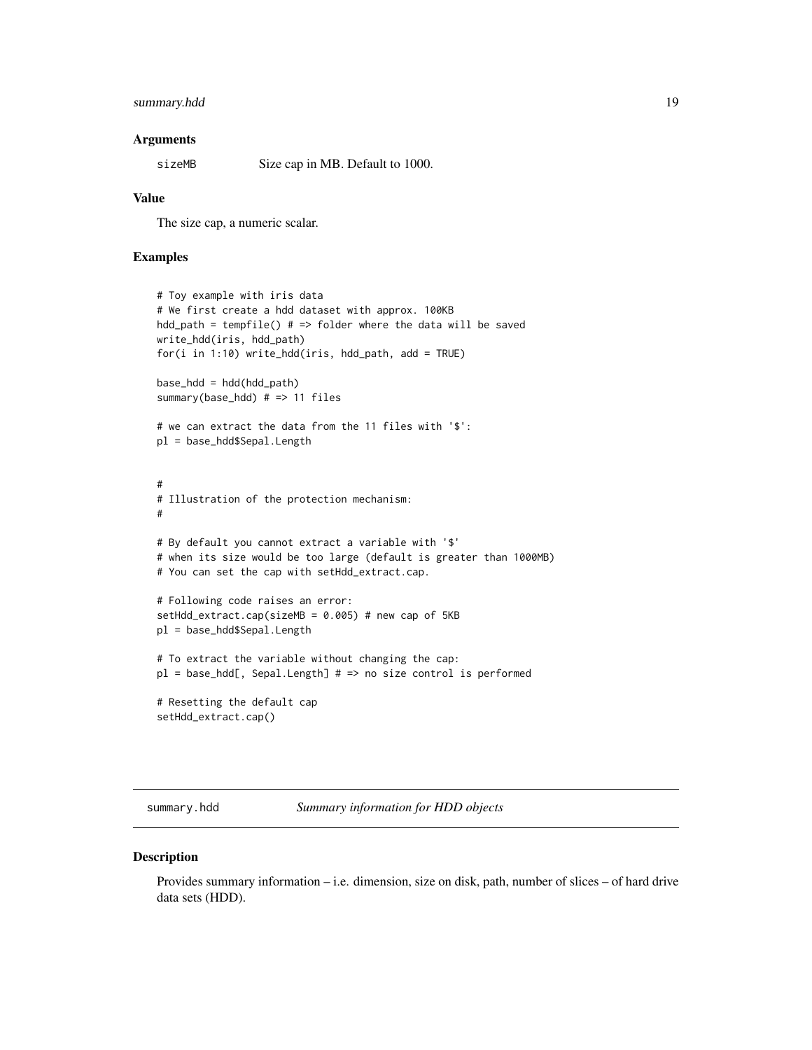### Arguments

| | |
|---|---|
| sizeMB | Size cap in MB. Default to 1000. |

### Value

The size cap, a numeric scalar.

### Examples

```
# Toy example with iris data
# We first create a hdd dataset with approx. 100KB
hdd_path = tempfile() # => folder where the data will be saved
write_hdd(iris, hdd_path)
for(i in 1:10) write_hdd(iris, hdd_path, add = TRUE)

base_hdd = hdd(hdd_path)
summary(base_hdd) # => 11 files

# we can extract the data from the 11 files with '$':
pl = base_hdd$Sepal.Length


#
# Illustration of the protection mechanism:
#

# By default you cannot extract a variable with '$'
# when its size would be too large (default is greater than 1000MB)
# You can set the cap with setHdd_extract.cap.

# Following code raises an error:
setHdd_extract.cap(sizeMB = 0.005) # new cap of 5KB
pl = base_hdd$Sepal.Length

# To extract the variable without changing the cap:
pl = base_hdd[, Sepal.Length] # => no size control is performed

# Resetting the default cap
setHdd_extract.cap()
```

---

## summary.hdd — *Summary information for HDD objects*

### Description

Provides summary information – i.e. dimension, size on disk, path, number of slices – of hard drive data sets (HDD).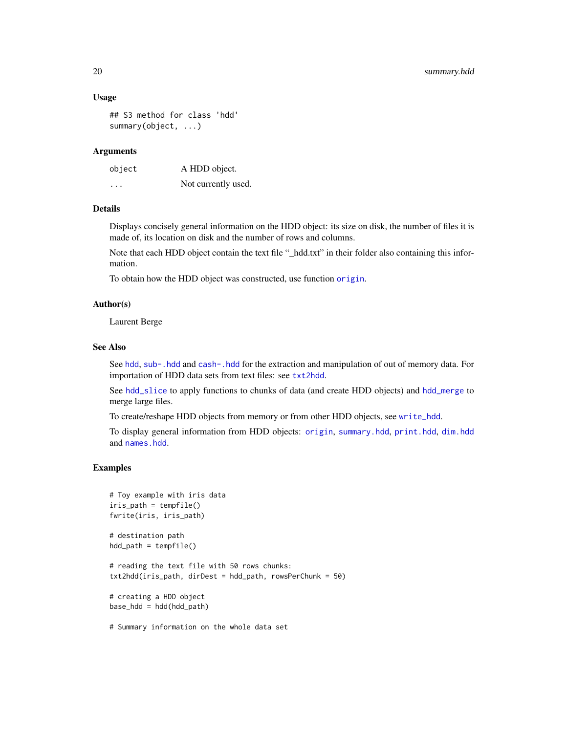### Usage

```
## S3 method for class 'hdd'
summary(object, ...)
```

### Arguments

| | |
|---|---|
| object | A HDD object. |
| ... | Not currently used. |

### Details

Displays concisely general information on the HDD object: its size on disk, the number of files it is made of, its location on disk and the number of rows and columns.

Note that each HDD object contain the text file "_hdd.txt" in their folder also containing this information.

To obtain how the HDD object was constructed, use function `origin`.

### Author(s)

Laurent Berge

### See Also

See `hdd`, `sub-.hdd` and `cash-.hdd` for the extraction and manipulation of out of memory data. For importation of HDD data sets from text files: see `txt2hdd`.

See `hdd_slice` to apply functions to chunks of data (and create HDD objects) and `hdd_merge` to merge large files.

To create/reshape HDD objects from memory or from other HDD objects, see `write_hdd`.

To display general information from HDD objects: `origin`, `summary.hdd`, `print.hdd`, `dim.hdd` and `names.hdd`.

### Examples

```
# Toy example with iris data
iris_path = tempfile()
fwrite(iris, iris_path)

# destination path
hdd_path = tempfile()

# reading the text file with 50 rows chunks:
txt2hdd(iris_path, dirDest = hdd_path, rowsPerChunk = 50)

# creating a HDD object
base_hdd = hdd(hdd_path)

# Summary information on the whole data set
```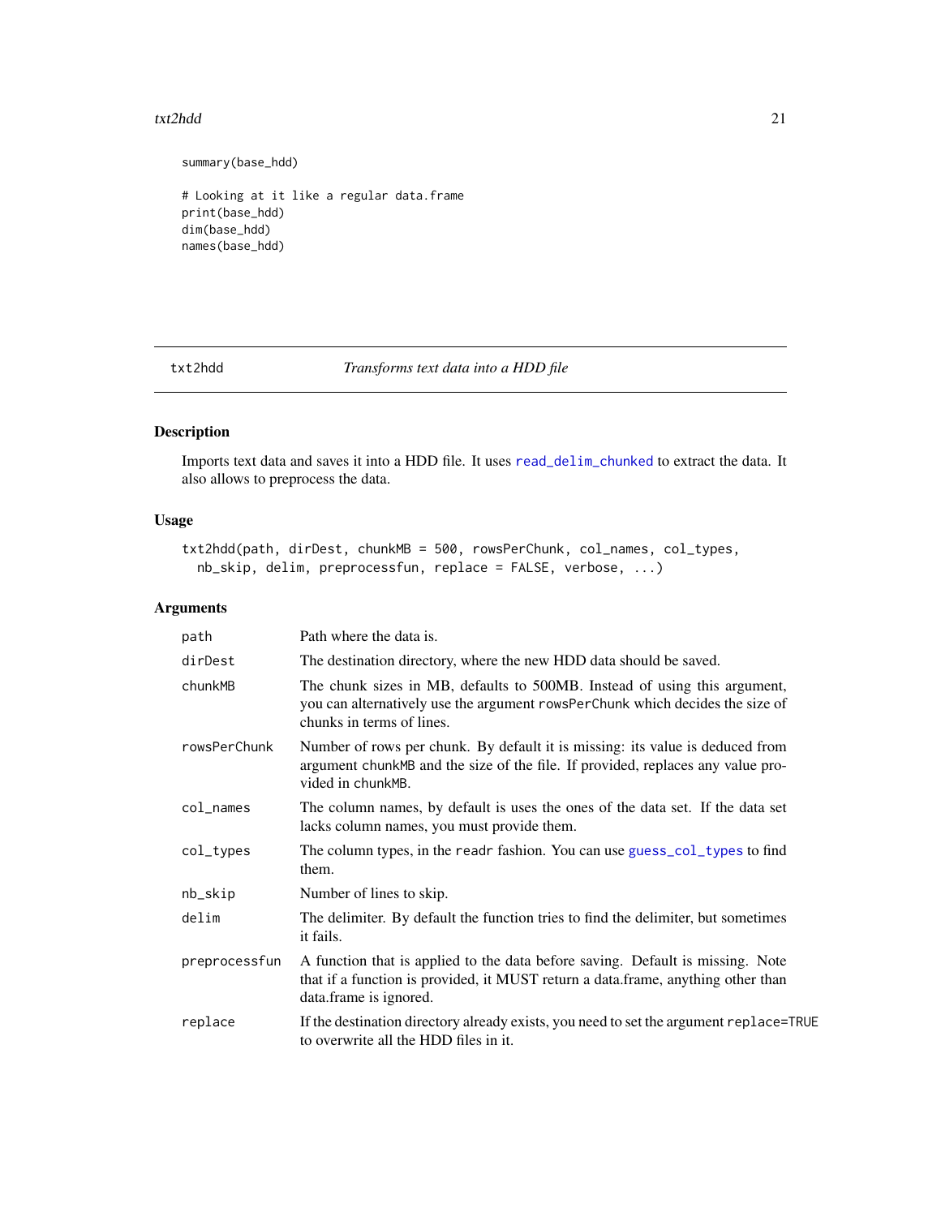```
summary(base_hdd)

# Looking at it like a regular data.frame
print(base_hdd)
dim(base_hdd)
names(base_hdd)
```

---

## txt2hdd *Transforms text data into a HDD file*

---

### Description

Imports text data and saves it into a HDD file. It uses read_delim_chunked to extract the data. It also allows to preprocess the data.

### Usage

```
txt2hdd(path, dirDest, chunkMB = 500, rowsPerChunk, col_names, col_types,
  nb_skip, delim, preprocessfun, replace = FALSE, verbose, ...)
```

### Arguments

| | |
|---|---|
| path | Path where the data is. |
| dirDest | The destination directory, where the new HDD data should be saved. |
| chunkMB | The chunk sizes in MB, defaults to 500MB. Instead of using this argument, you can alternatively use the argument `rowsPerChunk` which decides the size of chunks in terms of lines. |
| rowsPerChunk | Number of rows per chunk. By default it is missing: its value is deduced from argument `chunkMB` and the size of the file. If provided, replaces any value provided in `chunkMB`. |
| col_names | The column names, by default is uses the ones of the data set. If the data set lacks column names, you must provide them. |
| col_types | The column types, in the `readr` fashion. You can use guess_col_types to find them. |
| nb_skip | Number of lines to skip. |
| delim | The delimiter. By default the function tries to find the delimiter, but sometimes it fails. |
| preprocessfun | A function that is applied to the data before saving. Default is missing. Note that if a function is provided, it MUST return a data.frame, anything other than data.frame is ignored. |
| replace | If the destination directory already exists, you need to set the argument `replace=TRUE` to overwrite all the HDD files in it. |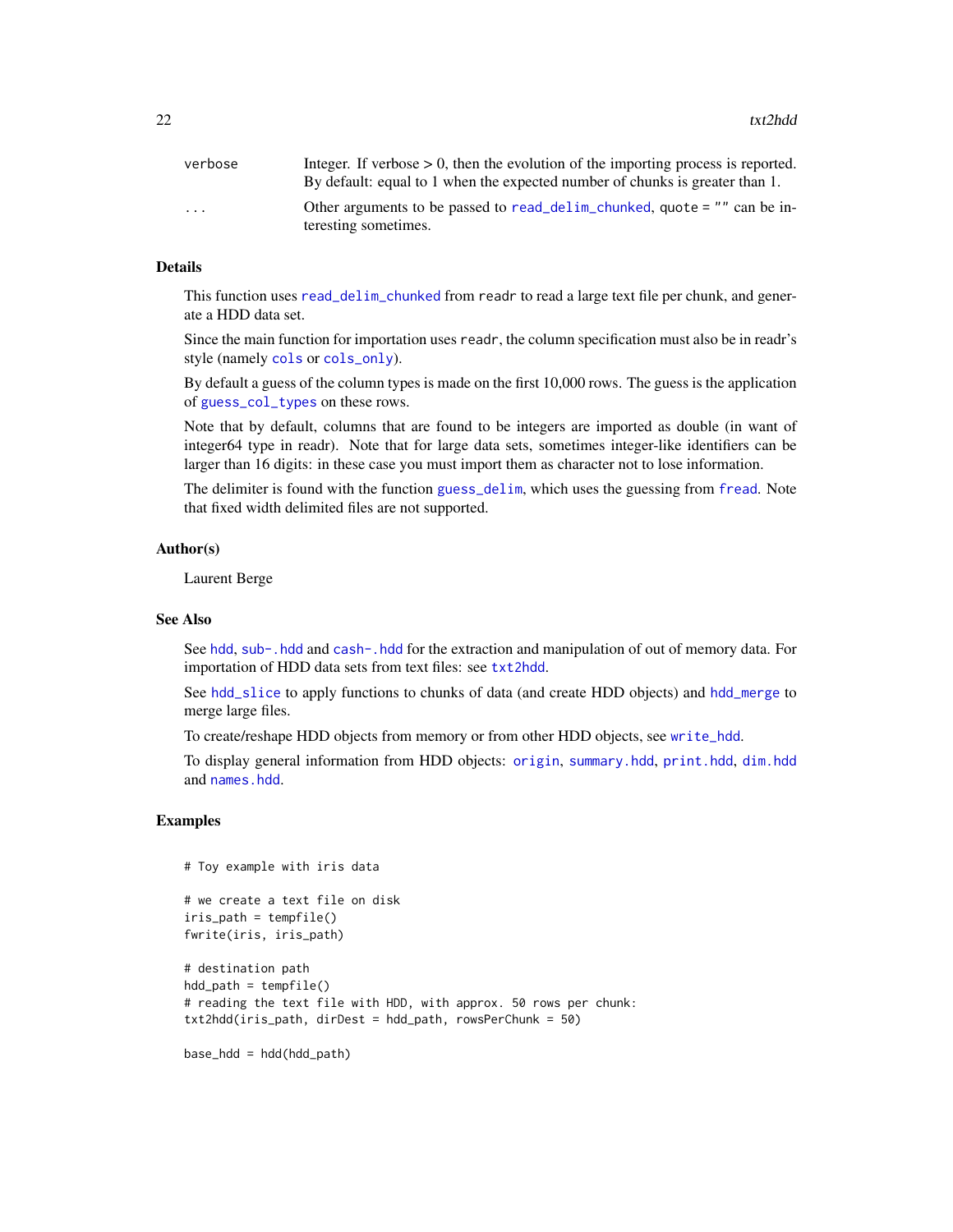| | |
|---|---|
| verbose | Integer. If verbose > 0, then the evolution of the importing process is reported. By default: equal to 1 when the expected number of chunks is greater than 1. |
| ... | Other arguments to be passed to `read_delim_chunked`, `quote = ""` can be interesting sometimes. |

### Details

This function uses `read_delim_chunked` from `readr` to read a large text file per chunk, and generate a HDD data set.

Since the main function for importation uses `readr`, the column specification must also be in readr's style (namely `cols` or `cols_only`).

By default a guess of the column types is made on the first 10,000 rows. The guess is the application of `guess_col_types` on these rows.

Note that by default, columns that are found to be integers are imported as double (in want of integer64 type in readr). Note that for large data sets, sometimes integer-like identifiers can be larger than 16 digits: in these case you must import them as character not to lose information.

The delimiter is found with the function `guess_delim`, which uses the guessing from `fread`. Note that fixed width delimited files are not supported.

### Author(s)

Laurent Berge

### See Also

See `hdd`, `sub-.hdd` and `cash-.hdd` for the extraction and manipulation of out of memory data. For importation of HDD data sets from text files: see `txt2hdd`.

See `hdd_slice` to apply functions to chunks of data (and create HDD objects) and `hdd_merge` to merge large files.

To create/reshape HDD objects from memory or from other HDD objects, see `write_hdd`.

To display general information from HDD objects: `origin`, `summary.hdd`, `print.hdd`, `dim.hdd` and `names.hdd`.

### Examples

```
# Toy example with iris data

# we create a text file on disk
iris_path = tempfile()
fwrite(iris, iris_path)

# destination path
hdd_path = tempfile()
# reading the text file with HDD, with approx. 50 rows per chunk:
txt2hdd(iris_path, dirDest = hdd_path, rowsPerChunk = 50)

base_hdd = hdd(hdd_path)
```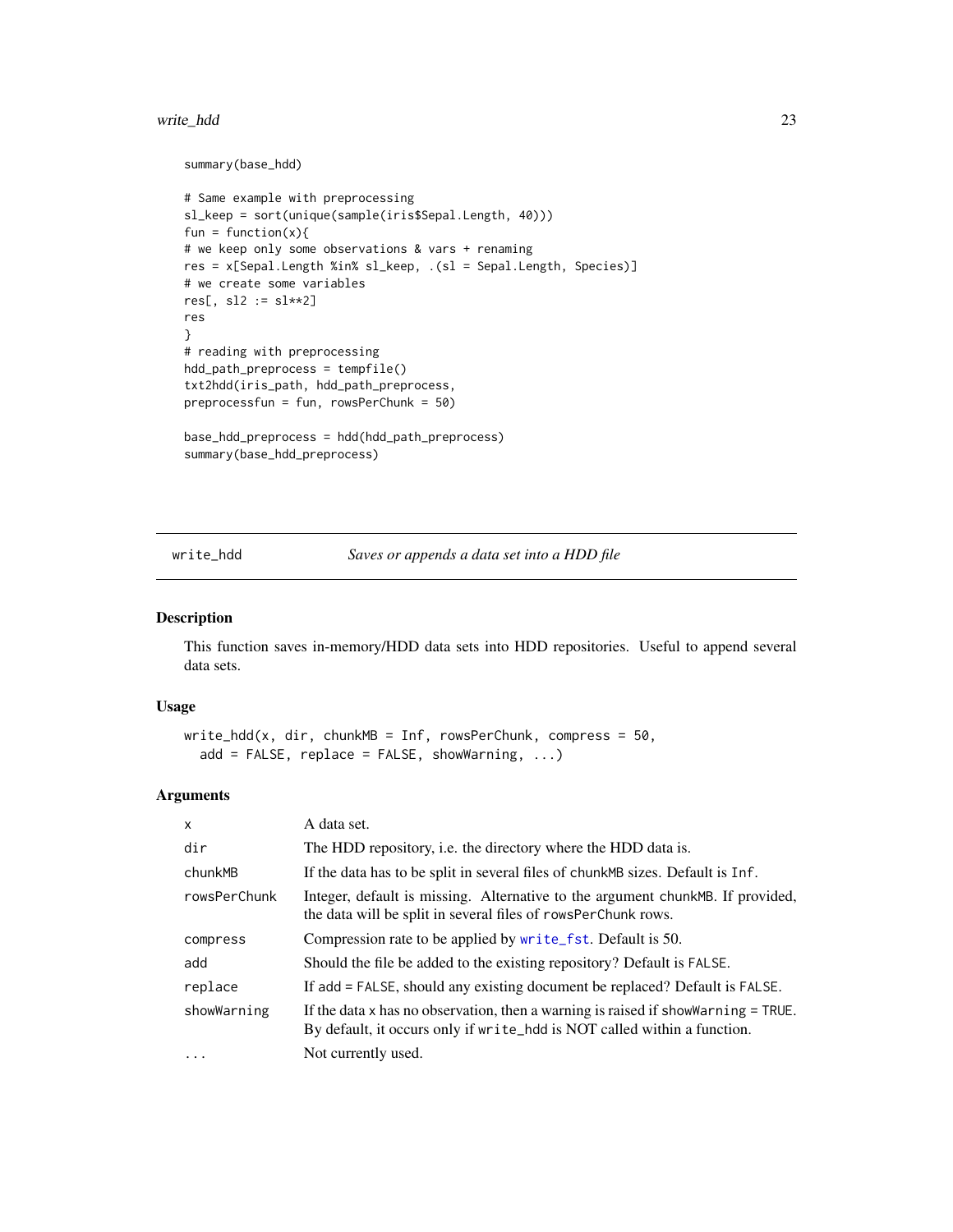```
summary(base_hdd)

# Same example with preprocessing
sl_keep = sort(unique(sample(iris$Sepal.Length, 40)))
fun = function(x){
# we keep only some observations & vars + renaming
res = x[Sepal.Length %in% sl_keep, .(sl = Sepal.Length, Species)]
# we create some variables
res[, sl2 := sl**2]
res
}
# reading with preprocessing
hdd_path_preprocess = tempfile()
txt2hdd(iris_path, hdd_path_preprocess,
preprocessfun = fun, rowsPerChunk = 50)

base_hdd_preprocess = hdd(hdd_path_preprocess)
summary(base_hdd_preprocess)
```

---

## write_hdd — *Saves or appends a data set into a HDD file*

### Description

This function saves in-memory/HDD data sets into HDD repositories. Useful to append several data sets.

### Usage

```
write_hdd(x, dir, chunkMB = Inf, rowsPerChunk, compress = 50,
  add = FALSE, replace = FALSE, showWarning, ...)
```

### Arguments

| | |
|---|---|
| `x` | A data set. |
| `dir` | The HDD repository, i.e. the directory where the HDD data is. |
| `chunkMB` | If the data has to be split in several files of `chunkMB` sizes. Default is `Inf`. |
| `rowsPerChunk` | Integer, default is missing. Alternative to the argument `chunkMB`. If provided, the data will be split in several files of `rowsPerChunk` rows. |
| `compress` | Compression rate to be applied by `write_fst`. Default is 50. |
| `add` | Should the file be added to the existing repository? Default is `FALSE`. |
| `replace` | If `add = FALSE`, should any existing document be replaced? Default is `FALSE`. |
| `showWarning` | If the data `x` has no observation, then a warning is raised if `showWarning = TRUE`. By default, it occurs only if `write_hdd` is NOT called within a function. |
| `...` | Not currently used. |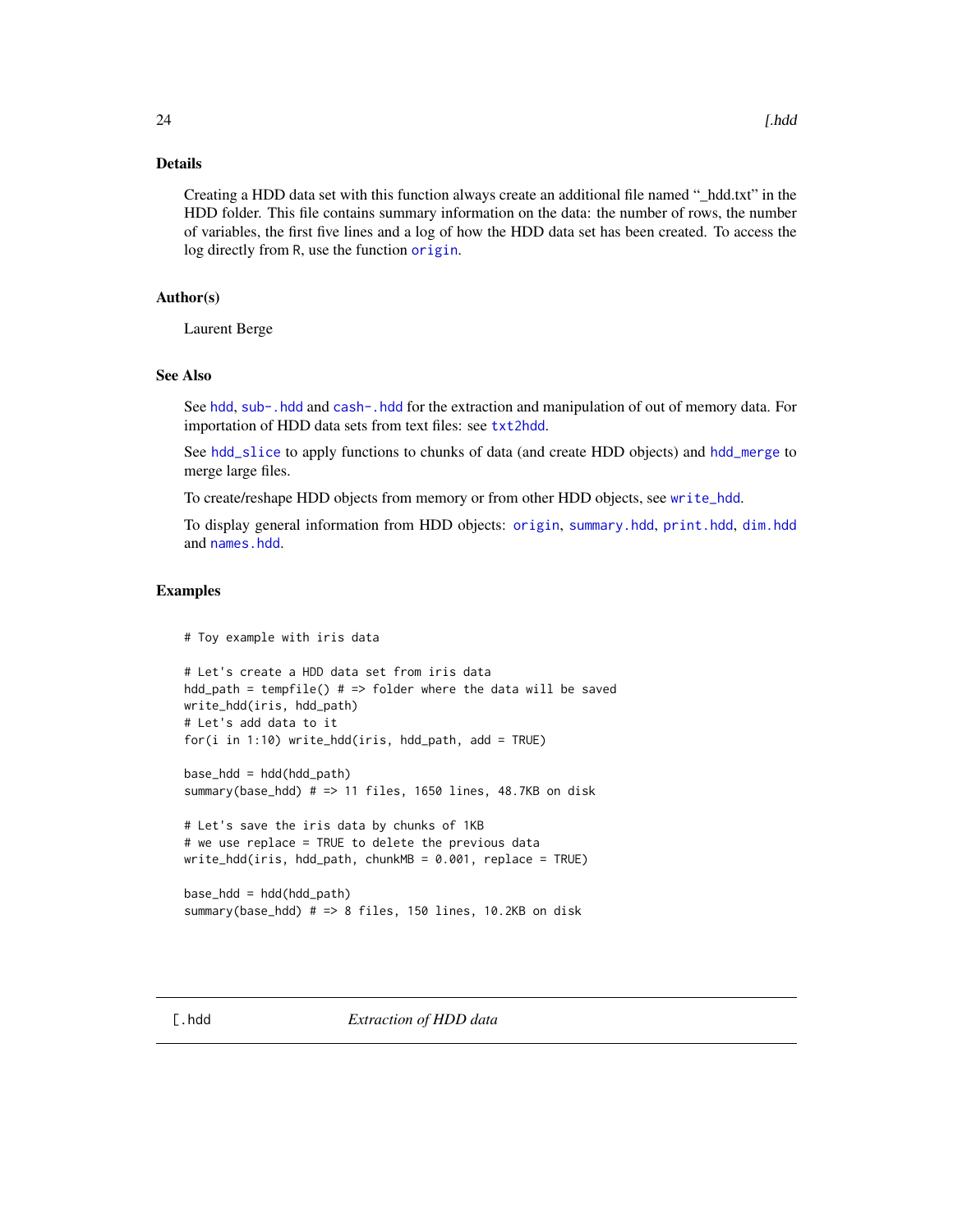### Details

Creating a HDD data set with this function always create an additional file named "_hdd.txt" in the HDD folder. This file contains summary information on the data: the number of rows, the number of variables, the first five lines and a log of how the HDD data set has been created. To access the log directly from R, use the function `origin`.

### Author(s)

Laurent Berge

### See Also

See `hdd`, `sub-.hdd` and `cash-.hdd` for the extraction and manipulation of out of memory data. For importation of HDD data sets from text files: see `txt2hdd`.

See `hdd_slice` to apply functions to chunks of data (and create HDD objects) and `hdd_merge` to merge large files.

To create/reshape HDD objects from memory or from other HDD objects, see `write_hdd`.

To display general information from HDD objects: `origin`, `summary.hdd`, `print.hdd`, `dim.hdd` and `names.hdd`.

### Examples

```
# Toy example with iris data

# Let's create a HDD data set from iris data
hdd_path = tempfile() # => folder where the data will be saved
write_hdd(iris, hdd_path)
# Let's add data to it
for(i in 1:10) write_hdd(iris, hdd_path, add = TRUE)

base_hdd = hdd(hdd_path)
summary(base_hdd) # => 11 files, 1650 lines, 48.7KB on disk

# Let's save the iris data by chunks of 1KB
# we use replace = TRUE to delete the previous data
write_hdd(iris, hdd_path, chunkMB = 0.001, replace = TRUE)

base_hdd = hdd(hdd_path)
summary(base_hdd) # => 8 files, 150 lines, 10.2KB on disk
```

---

## [.hdd — *Extraction of HDD data*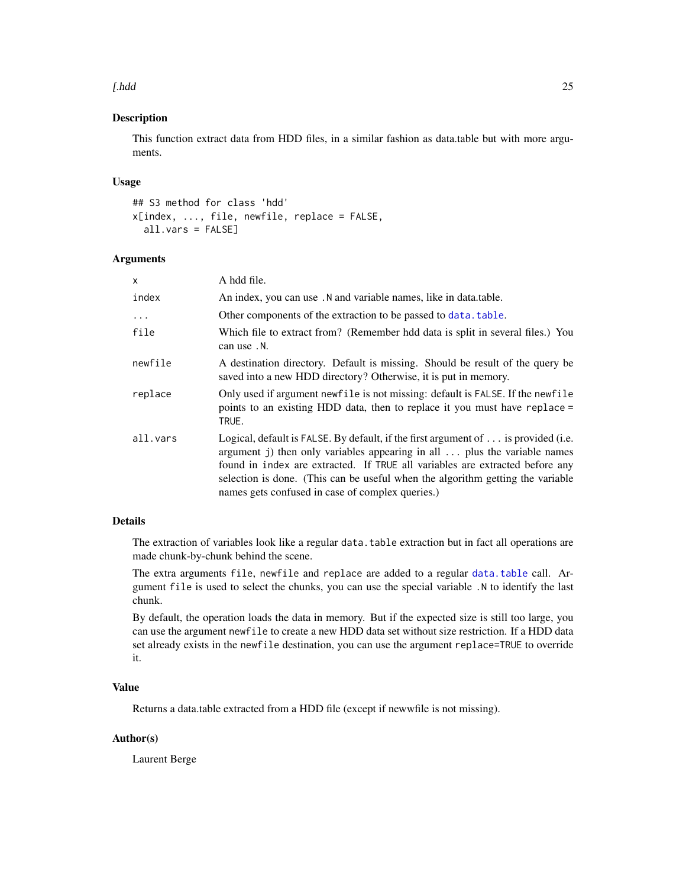## Description

This function extract data from HDD files, in a similar fashion as data.table but with more arguments.

## Usage

```
## S3 method for class 'hdd'
x[index, ..., file, newfile, replace = FALSE,
  all.vars = FALSE]
```

## Arguments

| | |
|---|---|
| `x` | A hdd file. |
| `index` | An index, you can use `.N` and variable names, like in data.table. |
| `...` | Other components of the extraction to be passed to `data.table`. |
| `file` | Which file to extract from? (Remember hdd data is split in several files.) You can use `.N`. |
| `newfile` | A destination directory. Default is missing. Should be result of the query be saved into a new HDD directory? Otherwise, it is put in memory. |
| `replace` | Only used if argument `newfile` is not missing: default is `FALSE`. If the `newfile` points to an existing HDD data, then to replace it you must have `replace = TRUE`. |
| `all.vars` | Logical, default is `FALSE`. By default, if the first argument of `...` is provided (i.e. argument `j`) then only variables appearing in all `...` plus the variable names found in `index` are extracted. If `TRUE` all variables are extracted before any selection is done. (This can be useful when the algorithm getting the variable names gets confused in case of complex queries.) |

## Details

The extraction of variables look like a regular `data.table` extraction but in fact all operations are made chunk-by-chunk behind the scene.

The extra arguments `file`, `newfile` and `replace` are added to a regular `data.table` call. Argument `file` is used to select the chunks, you can use the special variable `.N` to identify the last chunk.

By default, the operation loads the data in memory. But if the expected size is still too large, you can use the argument `newfile` to create a new HDD data set without size restriction. If a HDD data set already exists in the `newfile` destination, you can use the argument `replace=TRUE` to override it.

## Value

Returns a data.table extracted from a HDD file (except if newwfile is not missing).

## Author(s)

Laurent Berge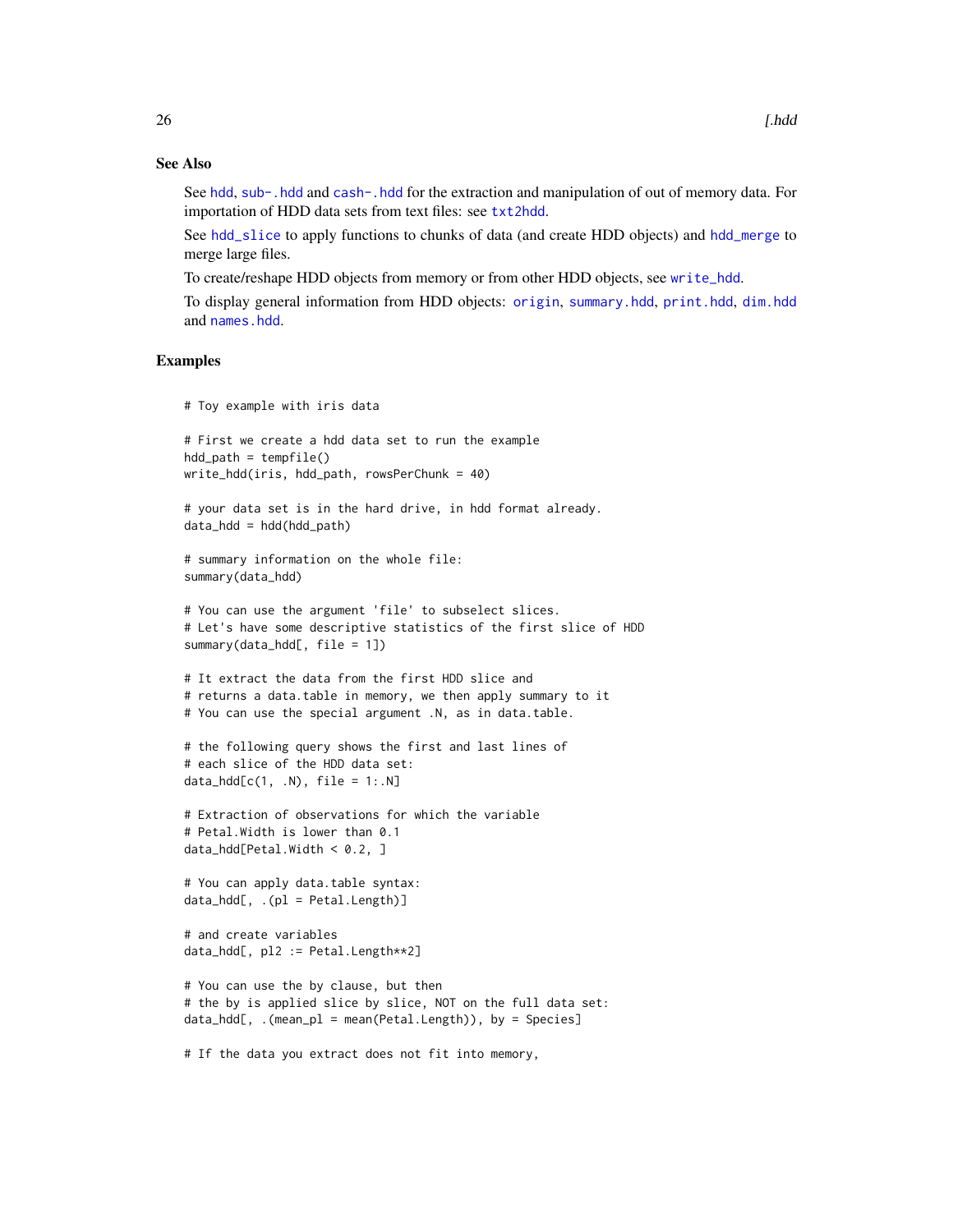## See Also

See hdd, sub-.hdd and cash-.hdd for the extraction and manipulation of out of memory data. For importation of HDD data sets from text files: see txt2hdd.

See hdd_slice to apply functions to chunks of data (and create HDD objects) and hdd_merge to merge large files.

To create/reshape HDD objects from memory or from other HDD objects, see write_hdd.

To display general information from HDD objects: origin, summary.hdd, print.hdd, dim.hdd and names.hdd.

## Examples

```
# Toy example with iris data

# First we create a hdd data set to run the example
hdd_path = tempfile()
write_hdd(iris, hdd_path, rowsPerChunk = 40)

# your data set is in the hard drive, in hdd format already.
data_hdd = hdd(hdd_path)

# summary information on the whole file:
summary(data_hdd)

# You can use the argument 'file' to subselect slices.
# Let's have some descriptive statistics of the first slice of HDD
summary(data_hdd[, file = 1])

# It extract the data from the first HDD slice and
# returns a data.table in memory, we then apply summary to it
# You can use the special argument .N, as in data.table.

# the following query shows the first and last lines of
# each slice of the HDD data set:
data_hdd[c(1, .N), file = 1:.N]

# Extraction of observations for which the variable
# Petal.Width is lower than 0.1
data_hdd[Petal.Width < 0.2, ]

# You can apply data.table syntax:
data_hdd[, .(pl = Petal.Length)]

# and create variables
data_hdd[, pl2 := Petal.Length**2]

# You can use the by clause, but then
# the by is applied slice by slice, NOT on the full data set:
data_hdd[, .(mean_pl = mean(Petal.Length)), by = Species]

# If the data you extract does not fit into memory,
```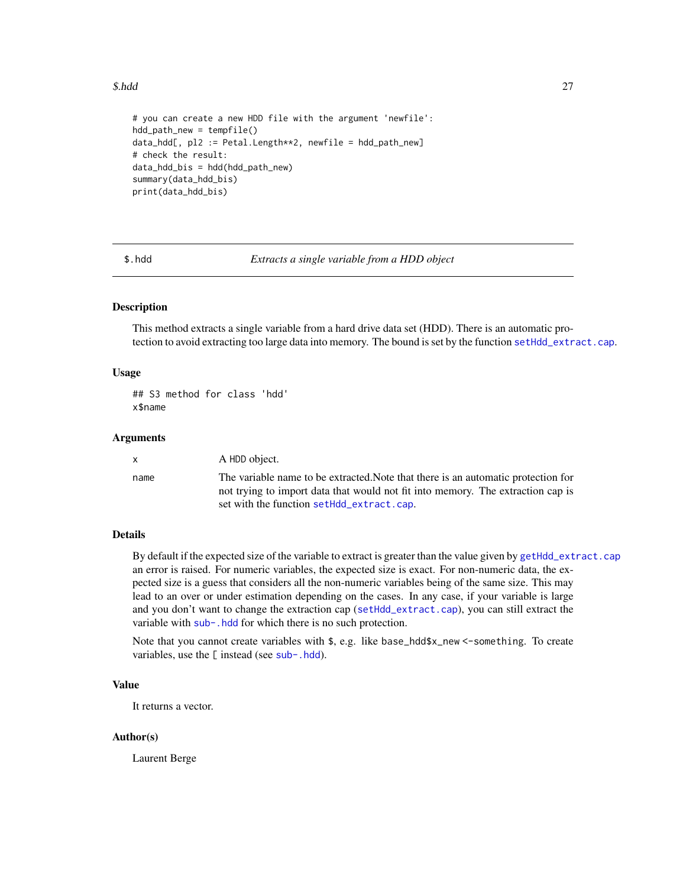```
# you can create a new HDD file with the argument 'newfile':
hdd_path_new = tempfile()
data_hdd[, pl2 := Petal.Length**2, newfile = hdd_path_new]
# check the result:
data_hdd_bis = hdd(hdd_path_new)
summary(data_hdd_bis)
print(data_hdd_bis)
```

---

## $.hdd — *Extracts a single variable from a HDD object*

### Description

This method extracts a single variable from a hard drive data set (HDD). There is an automatic protection to avoid extracting too large data into memory. The bound is set by the function `setHdd_extract.cap`.

### Usage

```
## S3 method for class 'hdd'
x$name
```

### Arguments

| | |
|---|---|
| `x` | A HDD object. |
| `name` | The variable name to be extracted.Note that there is an automatic protection for not trying to import data that would not fit into memory. The extraction cap is set with the function `setHdd_extract.cap`. |

### Details

By default if the expected size of the variable to extract is greater than the value given by `getHdd_extract.cap` an error is raised. For numeric variables, the expected size is exact. For non-numeric data, the expected size is a guess that considers all the non-numeric variables being of the same size. This may lead to an over or under estimation depending on the cases. In any case, if your variable is large and you don't want to change the extraction cap (`setHdd_extract.cap`), you can still extract the variable with `sub-.hdd` for which there is no such protection.

Note that you cannot create variables with `$`, e.g. like `base_hdd$x_new <-something`. To create variables, use the `[` instead (see `sub-.hdd`).

### Value

It returns a vector.

### Author(s)

Laurent Berge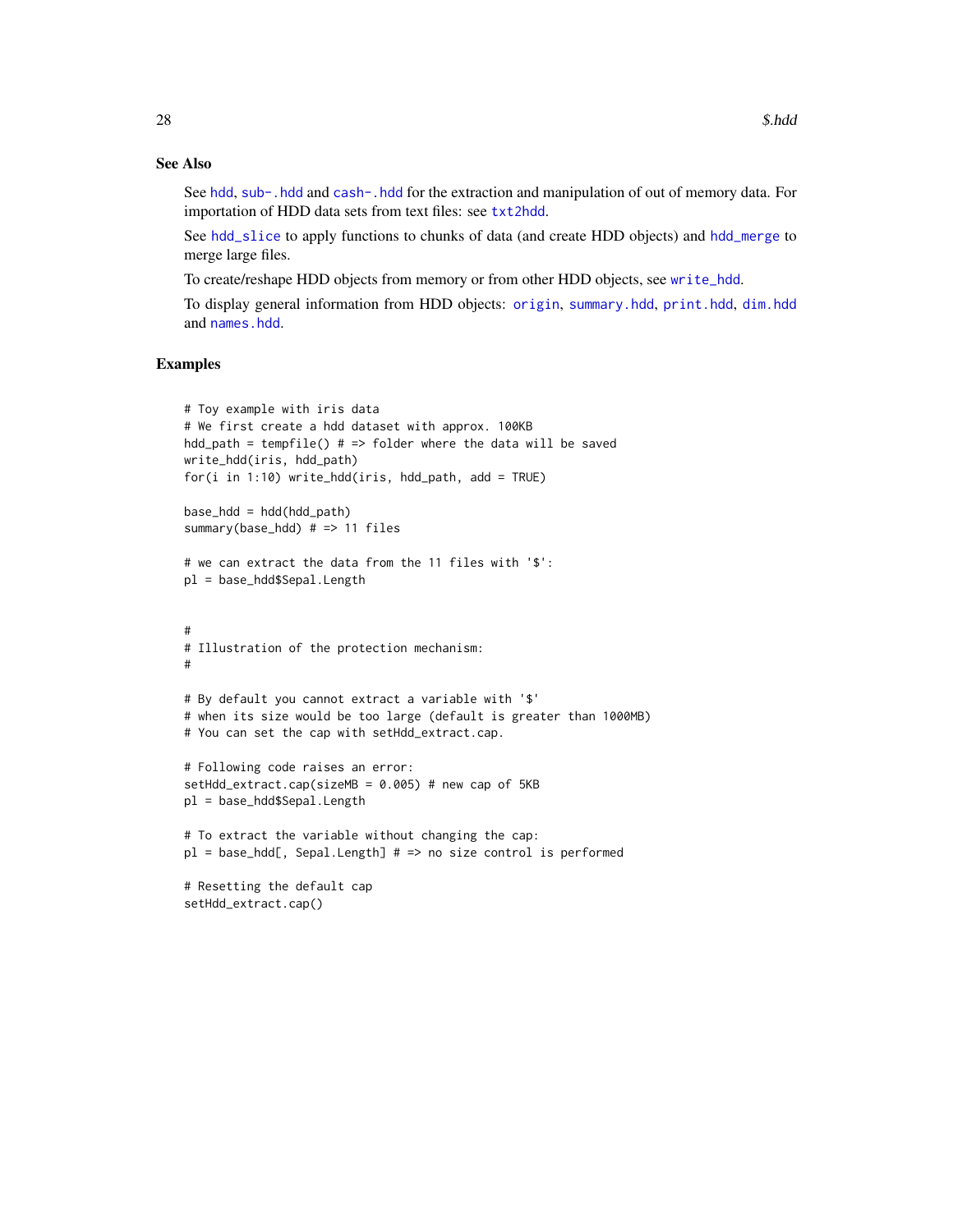## See Also

See hdd, sub-.hdd and cash-.hdd for the extraction and manipulation of out of memory data. For importation of HDD data sets from text files: see txt2hdd.

See hdd_slice to apply functions to chunks of data (and create HDD objects) and hdd_merge to merge large files.

To create/reshape HDD objects from memory or from other HDD objects, see write_hdd.

To display general information from HDD objects: origin, summary.hdd, print.hdd, dim.hdd and names.hdd.

## Examples

```
# Toy example with iris data
# We first create a hdd dataset with approx. 100KB
hdd_path = tempfile() # => folder where the data will be saved
write_hdd(iris, hdd_path)
for(i in 1:10) write_hdd(iris, hdd_path, add = TRUE)

base_hdd = hdd(hdd_path)
summary(base_hdd) # => 11 files

# we can extract the data from the 11 files with '$':
pl = base_hdd$Sepal.Length


#
# Illustration of the protection mechanism:
#

# By default you cannot extract a variable with '$'
# when its size would be too large (default is greater than 1000MB)
# You can set the cap with setHdd_extract.cap.

# Following code raises an error:
setHdd_extract.cap(sizeMB = 0.005) # new cap of 5KB
pl = base_hdd$Sepal.Length

# To extract the variable without changing the cap:
pl = base_hdd[, Sepal.Length] # => no size control is performed

# Resetting the default cap
setHdd_extract.cap()
```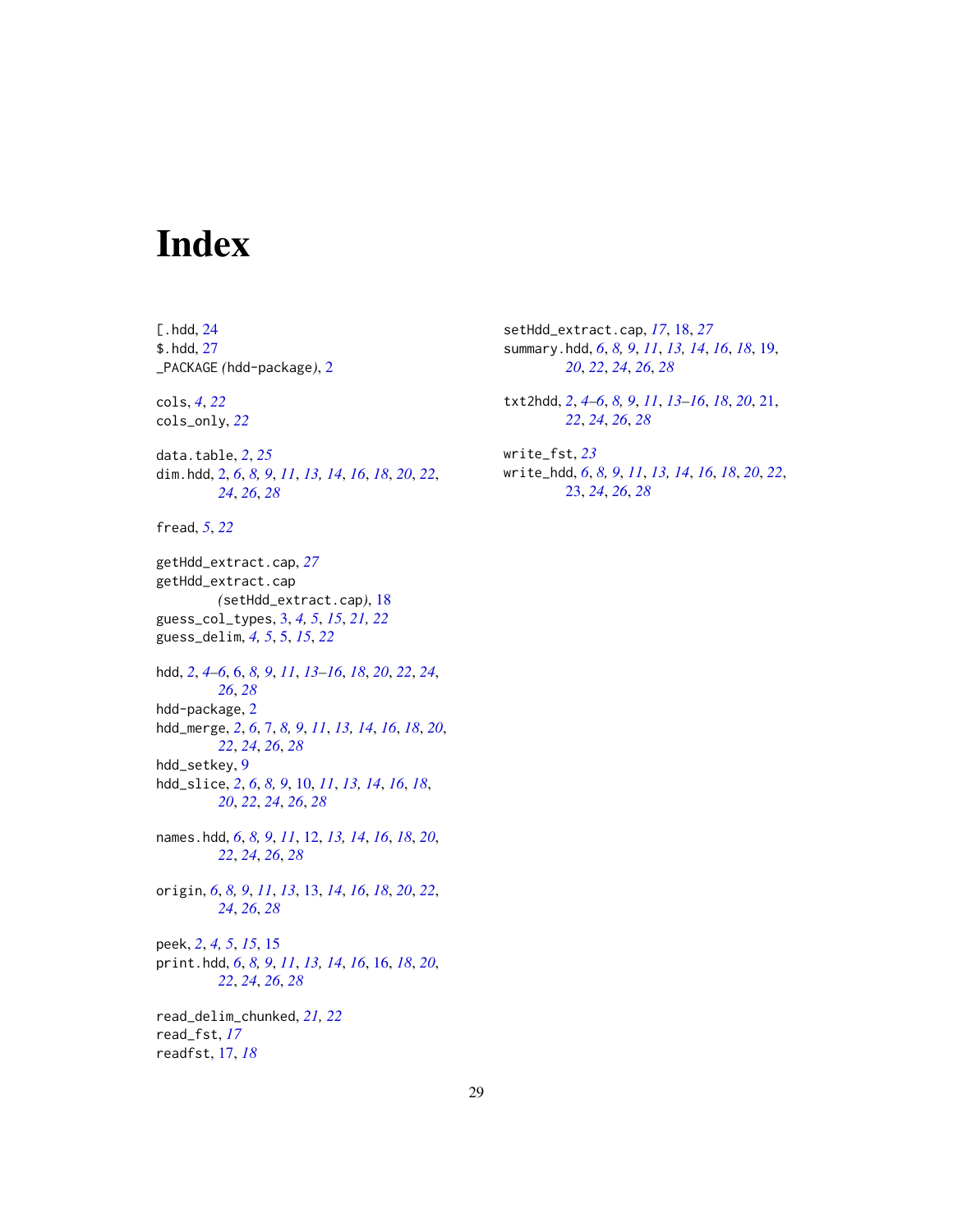# Index

[.hdd, 24
$.hdd, 27
_PACKAGE (hdd-package), 2

cols, *4*, *22*
cols_only, *22*

data.table, *2*, *25*
dim.hdd, 2, *6*, *8*, *9*, *11*, *13*, *14*, *16*, *18*, *20*, *22*, *24*, *26*, *28*

fread, *5*, *22*

getHdd_extract.cap, *27*
getHdd_extract.cap (setHdd_extract.cap), 18
guess_col_types, 3, *4*, *5*, *15*, *21*, *22*
guess_delim, *4*, *5*, 5, *15*, *22*

hdd, *2*, *4–6*, 6, *8*, *9*, *11*, *13–16*, *18*, *20*, *22*, *24*, *26*, *28*
hdd-package, 2
hdd_merge, *2*, *6*, 7, *8*, *9*, *11*, *13*, *14*, *16*, *18*, *20*, *22*, *24*, *26*, *28*
hdd_setkey, 9
hdd_slice, *2*, *6*, *8*, *9*, 10, *11*, *13*, *14*, *16*, *18*, *20*, *22*, *24*, *26*, *28*

names.hdd, *6*, *8*, *9*, *11*, 12, *13*, *14*, *16*, *18*, *20*, *22*, *24*, *26*, *28*

origin, *6*, *8*, *9*, *11*, *13*, 13, *14*, *16*, *18*, *20*, *22*, *24*, *26*, *28*

peek, *2*, *4*, *5*, *15*, 15
print.hdd, *6*, *8*, *9*, *11*, *13*, *14*, *16*, 16, *18*, *20*, *22*, *24*, *26*, *28*

read_delim_chunked, *21*, *22*
read_fst, *17*
readfst, 17, *18*

setHdd_extract.cap, *17*, 18, *27*
summary.hdd, *6*, *8*, *9*, *11*, *13*, *14*, *16*, *18*, 19, *20*, *22*, *24*, *26*, *28*

txt2hdd, *2*, *4–6*, *8*, *9*, *11*, *13–16*, *18*, *20*, 21, *22*, *24*, *26*, *28*

write_fst, *23*
write_hdd, *6*, *8*, *9*, *11*, *13*, *14*, *16*, *18*, *20*, *22*, 23, *24*, *26*, *28*